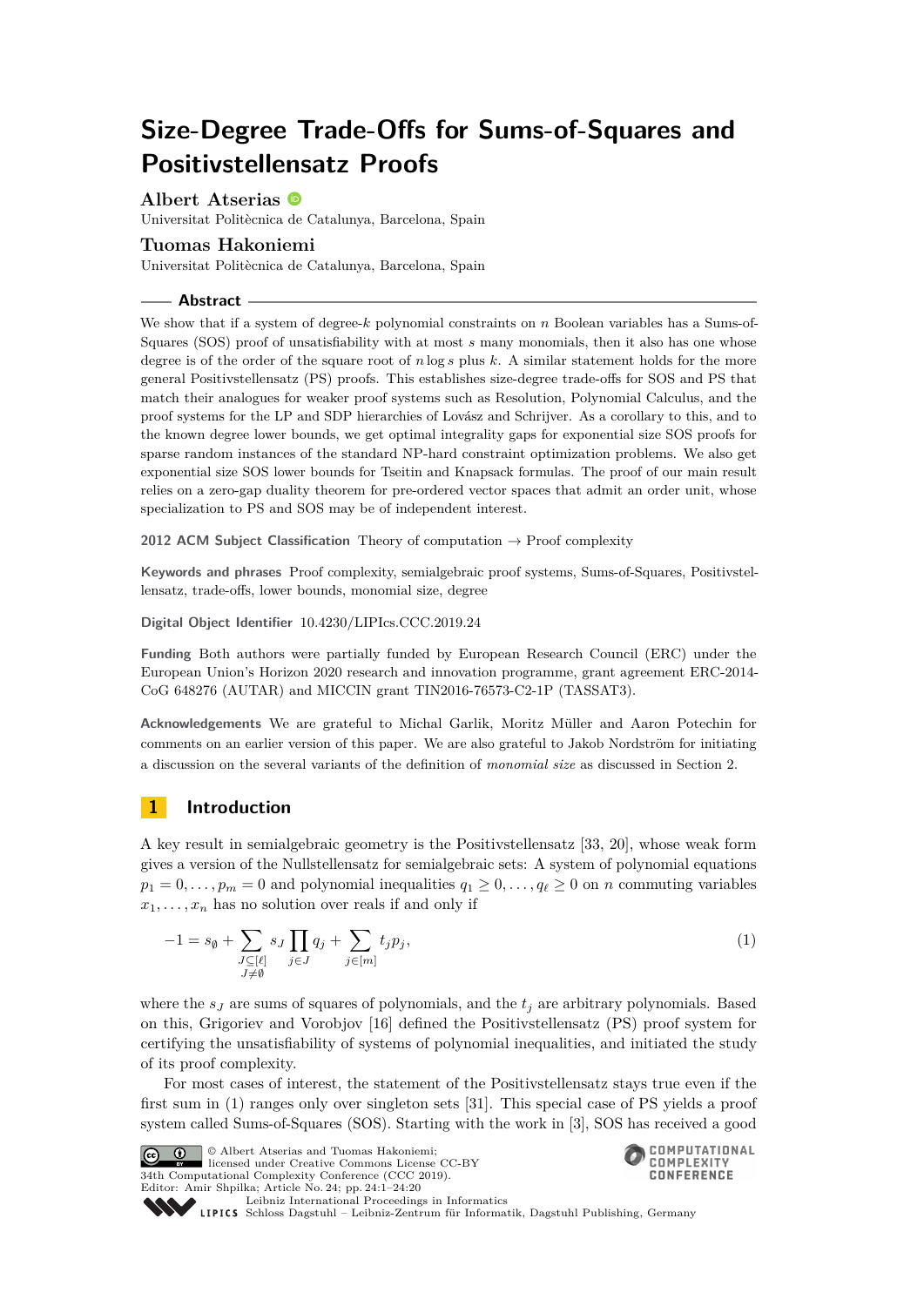# Size-Degree Trade-Offs for Sums-of-Squares and Positivstellensatz Proofs

**Albert Atserias**
Universitat Politècnica de Catalunya, Barcelona, Spain

**Tuomas Hakoniemi**
Universitat Politècnica de Catalunya, Barcelona, Spain

## Abstract

We show that if a system of degree-$k$ polynomial constraints on $n$ Boolean variables has a Sums-of-Squares (SOS) proof of unsatisfiability with at most $s$ many monomials, then it also has one whose degree is of the order of the square root of $n \log s$ plus $k$. A similar statement holds for the more general Positivstellensatz (PS) proofs. This establishes size-degree trade-offs for SOS and PS that match their analogues for weaker proof systems such as Resolution, Polynomial Calculus, and the proof systems for the LP and SDP hierarchies of Lovász and Schrijver. As a corollary to this, and to the known degree lower bounds, we get optimal integrality gaps for exponential size SOS proofs for sparse random instances of the standard NP-hard constraint optimization problems. We also get exponential size SOS lower bounds for Tseitin and Knapsack formulas. The proof of our main result relies on a zero-gap duality theorem for pre-ordered vector spaces that admit an order unit, whose specialization to PS and SOS may be of independent interest.

**2012 ACM Subject Classification** Theory of computation → Proof complexity

**Keywords and phrases** Proof complexity, semialgebraic proof systems, Sums-of-Squares, Positivstellensatz, trade-offs, lower bounds, monomial size, degree

**Digital Object Identifier** 10.4230/LIPIcs.CCC.2019.24

**Funding** Both authors were partially funded by European Research Council (ERC) under the European Union's Horizon 2020 research and innovation programme, grant agreement ERC-2014-CoG 648276 (AUTAR) and MICCIN grant TIN2016-76573-C2-1P (TASSAT3).

**Acknowledgements** We are grateful to Michal Garlik, Moritz Müller and Aaron Potechin for comments on an earlier version of this paper. We are also grateful to Jakob Nordström for initiating a discussion on the several variants of the definition of *monomial size* as discussed in Section 2.

## 1 Introduction

A key result in semialgebraic geometry is the Positivstellensatz [33, 20], whose weak form gives a version of the Nullstellensatz for semialgebraic sets: A system of polynomial equations $p_1 = 0, \ldots, p_m = 0$ and polynomial inequalities $q_1 \geq 0, \ldots, q_\ell \geq 0$ on $n$ commuting variables $x_1, \ldots, x_n$ has no solution over reals if and only if

$$-1 = s_\emptyset + \sum_{\substack{J \subseteq [\ell] \\ J \neq \emptyset}} s_J \prod_{j \in J} q_j + \sum_{j \in [m]} t_j p_j, \tag{1}$$

where the $s_J$ are sums of squares of polynomials, and the $t_j$ are arbitrary polynomials. Based on this, Grigoriev and Vorobjov [16] defined the Positivstellensatz (PS) proof system for certifying the unsatisfiability of systems of polynomial inequalities, and initiated the study of its proof complexity.

For most cases of interest, the statement of the Positivstellensatz stays true even if the first sum in (1) ranges only over singleton sets [31]. This special case of PS yields a proof system called Sums-of-Squares (SOS). Starting with the work in [3], SOS has received a good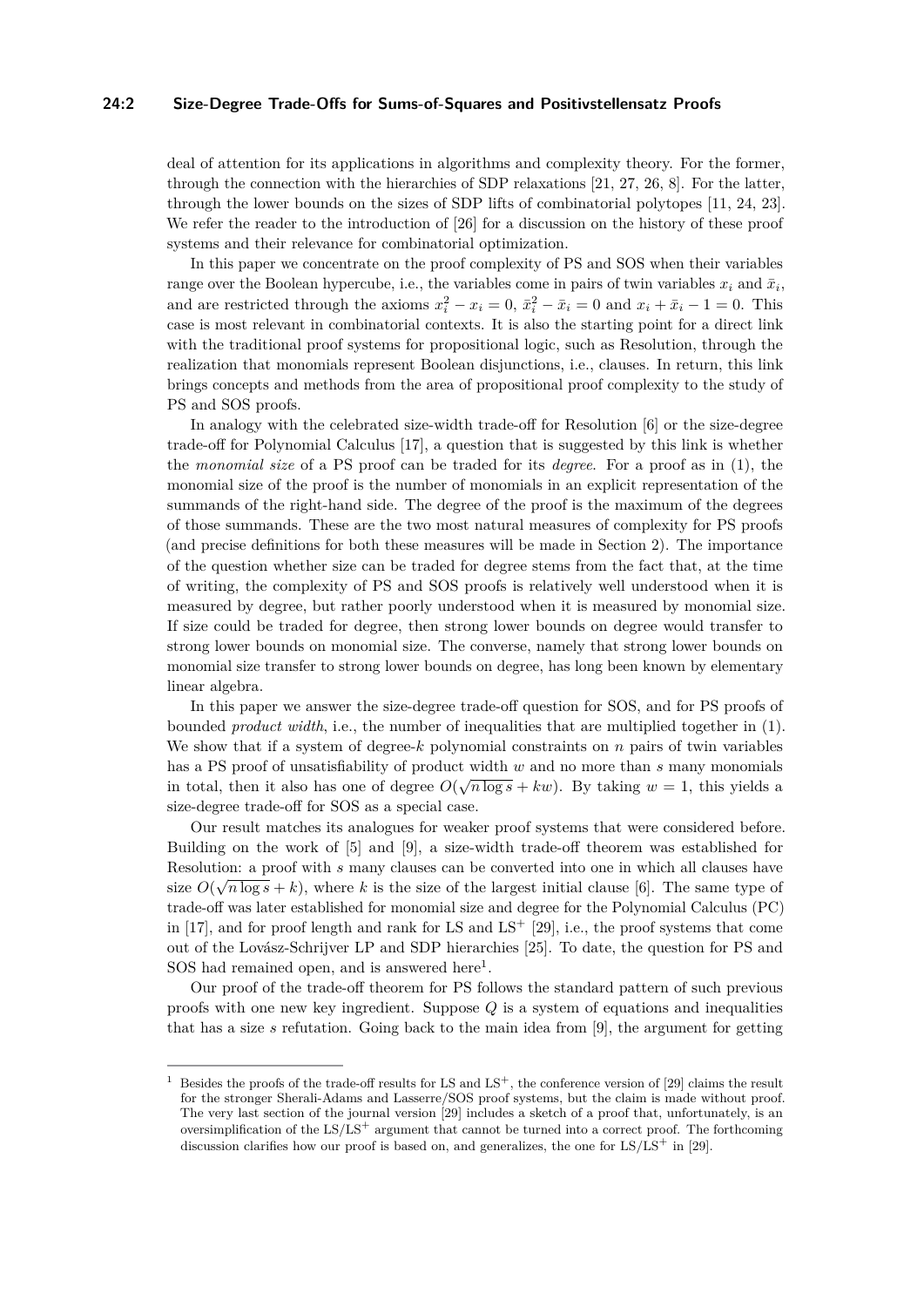deal of attention for its applications in algorithms and complexity theory. For the former, through the connection with the hierarchies of SDP relaxations [21, 27, 26, 8]. For the latter, through the lower bounds on the sizes of SDP lifts of combinatorial polytopes [11, 24, 23]. We refer the reader to the introduction of [26] for a discussion on the history of these proof systems and their relevance for combinatorial optimization.

In this paper we concentrate on the proof complexity of PS and SOS when their variables range over the Boolean hypercube, i.e., the variables come in pairs of twin variables $x_i$ and $\bar{x}_i$, and are restricted through the axioms $x_i^2 - x_i = 0$, $\bar{x}_i^2 - \bar{x}_i = 0$ and $x_i + \bar{x}_i - 1 = 0$. This case is most relevant in combinatorial contexts. It is also the starting point for a direct link with the traditional proof systems for propositional logic, such as Resolution, through the realization that monomials represent Boolean disjunctions, i.e., clauses. In return, this link brings concepts and methods from the area of propositional proof complexity to the study of PS and SOS proofs.

In analogy with the celebrated size-width trade-off for Resolution [6] or the size-degree trade-off for Polynomial Calculus [17], a question that is suggested by this link is whether the *monomial size* of a PS proof can be traded for its *degree*. For a proof as in (1), the monomial size of the proof is the number of monomials in an explicit representation of the summands of the right-hand side. The degree of the proof is the maximum of the degrees of those summands. These are the two most natural measures of complexity for PS proofs (and precise definitions for both these measures will be made in Section 2). The importance of the question whether size can be traded for degree stems from the fact that, at the time of writing, the complexity of PS and SOS proofs is relatively well understood when it is measured by degree, but rather poorly understood when it is measured by monomial size. If size could be traded for degree, then strong lower bounds on degree would transfer to strong lower bounds on monomial size. The converse, namely that strong lower bounds on monomial size transfer to strong lower bounds on degree, has long been known by elementary linear algebra.

In this paper we answer the size-degree trade-off question for SOS, and for PS proofs of bounded *product width*, i.e., the number of inequalities that are multiplied together in (1). We show that if a system of degree-$k$ polynomial constraints on $n$ pairs of twin variables has a PS proof of unsatisfiability of product width $w$ and no more than $s$ many monomials in total, then it also has one of degree $O(\sqrt{n \log s} + kw)$. By taking $w = 1$, this yields a size-degree trade-off for SOS as a special case.

Our result matches its analogues for weaker proof systems that were considered before. Building on the work of [5] and [9], a size-width trade-off theorem was established for Resolution: a proof with $s$ many clauses can be converted into one in which all clauses have size $O(\sqrt{n \log s} + k)$, where $k$ is the size of the largest initial clause [6]. The same type of trade-off was later established for monomial size and degree for the Polynomial Calculus (PC) in [17], and for proof length and rank for LS and $\text{LS}^+$ [29], i.e., the proof systems that come out of the Lovász-Schrijver LP and SDP hierarchies [25]. To date, the question for PS and SOS had remained open, and is answered here[1].

Our proof of the trade-off theorem for PS follows the standard pattern of such previous proofs with one new key ingredient. Suppose $Q$ is a system of equations and inequalities that has a size $s$ refutation. Going back to the main idea from [9], the argument for getting

[1] Besides the proofs of the trade-off results for LS and $\text{LS}^+$, the conference version of [29] claims the result for the stronger Sherali-Adams and Lasserre/SOS proof systems, but the claim is made without proof. The very last section of the journal version [29] includes a sketch of a proof that, unfortunately, is an oversimplification of the $\text{LS}/\text{LS}^+$ argument that cannot be turned into a correct proof. The forthcoming discussion clarifies how our proof is based on, and generalizes, the one for $\text{LS}/\text{LS}^+$ in [29].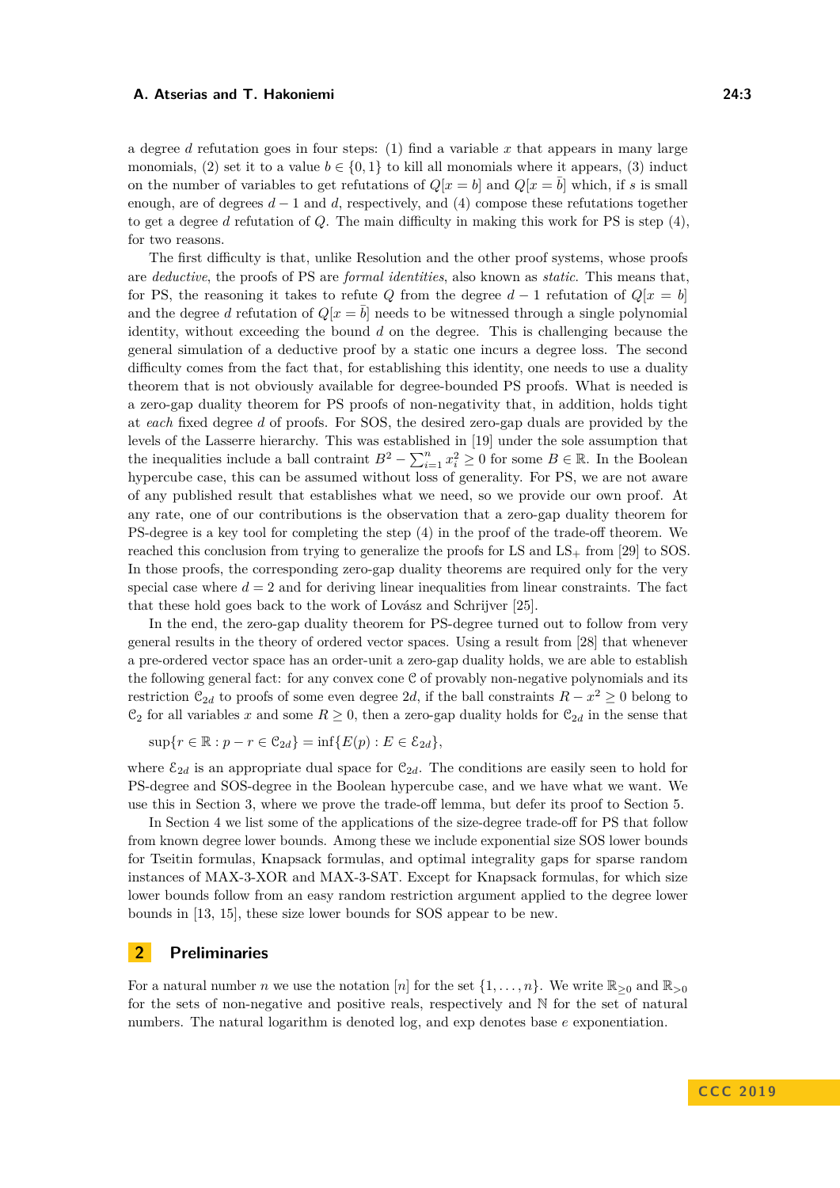a degree $d$ refutation goes in four steps: (1) find a variable $x$ that appears in many large monomials, (2) set it to a value $b \in \{0,1\}$ to kill all monomials where it appears, (3) induct on the number of variables to get refutations of $Q[x = b]$ and $Q[x = \bar{b}]$ which, if $s$ is small enough, are of degrees $d-1$ and $d$, respectively, and (4) compose these refutations together to get a degree $d$ refutation of $Q$. The main difficulty in making this work for PS is step (4), for two reasons.

The first difficulty is that, unlike Resolution and the other proof systems, whose proofs are *deductive*, the proofs of PS are *formal identities*, also known as *static*. This means that, for PS, the reasoning it takes to refute $Q$ from the degree $d-1$ refutation of $Q[x = b]$ and the degree $d$ refutation of $Q[x = \bar{b}]$ needs to be witnessed through a single polynomial identity, without exceeding the bound $d$ on the degree. This is challenging because the general simulation of a deductive proof by a static one incurs a degree loss. The second difficulty comes from the fact that, for establishing this identity, one needs to use a duality theorem that is not obviously available for degree-bounded PS proofs. What is needed is a zero-gap duality theorem for PS proofs of non-negativity that, in addition, holds tight at *each* fixed degree $d$ of proofs. For SOS, the desired zero-gap duals are provided by the levels of the Lasserre hierarchy. This was established in [19] under the sole assumption that the inequalities include a ball contraint $B^2 - \sum_{i=1}^{n} x_i^2 \geq 0$ for some $B \in \mathbb{R}$. In the Boolean hypercube case, this can be assumed without loss of generality. For PS, we are not aware of any published result that establishes what we need, so we provide our own proof. At any rate, one of our contributions is the observation that a zero-gap duality theorem for PS-degree is a key tool for completing the step (4) in the proof of the trade-off theorem. We reached this conclusion from trying to generalize the proofs for LS and LS$_+$ from [29] to SOS. In those proofs, the corresponding zero-gap duality theorems are required only for the very special case where $d = 2$ and for deriving linear inequalities from linear constraints. The fact that these hold goes back to the work of Lovász and Schrijver [25].

In the end, the zero-gap duality theorem for PS-degree turned out to follow from very general results in the theory of ordered vector spaces. Using a result from [28] that whenever a pre-ordered vector space has an order-unit a zero-gap duality holds, we are able to establish the following general fact: for any convex cone $\mathcal{C}$ of provably non-negative polynomials and its restriction $\mathcal{C}_{2d}$ to proofs of some even degree $2d$, if the ball constraints $R - x^2 \geq 0$ belong to $\mathcal{C}_2$ for all variables $x$ and some $R \geq 0$, then a zero-gap duality holds for $\mathcal{C}_{2d}$ in the sense that

$$\sup\{r \in \mathbb{R} : p - r \in \mathcal{C}_{2d}\} = \inf\{E(p) : E \in \mathcal{E}_{2d}\},$$

where $\mathcal{E}_{2d}$ is an appropriate dual space for $\mathcal{C}_{2d}$. The conditions are easily seen to hold for PS-degree and SOS-degree in the Boolean hypercube case, and we have what we want. We use this in Section 3, where we prove the trade-off lemma, but defer its proof to Section 5.

In Section 4 we list some of the applications of the size-degree trade-off for PS that follow from known degree lower bounds. Among these we include exponential size SOS lower bounds for Tseitin formulas, Knapsack formulas, and optimal integrality gaps for sparse random instances of MAX-3-XOR and MAX-3-SAT. Except for Knapsack formulas, for which size lower bounds follow from an easy random restriction argument applied to the degree lower bounds in [13, 15], these size lower bounds for SOS appear to be new.

## 2 Preliminaries

For a natural number $n$ we use the notation $[n]$ for the set $\{1, \ldots, n\}$. We write $\mathbb{R}_{\geq 0}$ and $\mathbb{R}_{>0}$ for the sets of non-negative and positive reals, respectively and $\mathbb{N}$ for the set of natural numbers. The natural logarithm is denoted log, and exp denotes base $e$ exponentiation.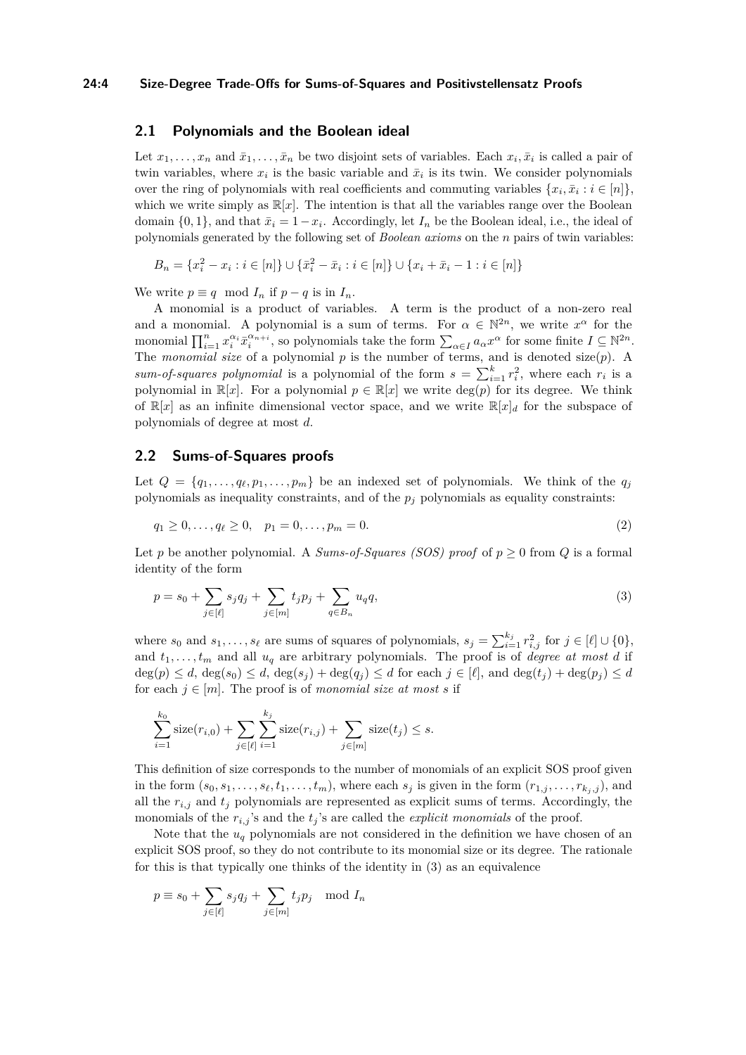## 2.1 Polynomials and the Boolean ideal

Let $x_1, \ldots, x_n$ and $\bar{x}_1, \ldots, \bar{x}_n$ be two disjoint sets of variables. Each $x_i, \bar{x}_i$ is called a pair of twin variables, where $x_i$ is the basic variable and $\bar{x}_i$ is its twin. We consider polynomials over the ring of polynomials with real coefficients and commuting variables $\{x_i, \bar{x}_i : i \in [n]\}$, which we write simply as $\mathbb{R}[x]$. The intention is that all the variables range over the Boolean domain $\{0, 1\}$, and that $\bar{x}_i = 1 - x_i$. Accordingly, let $I_n$ be the Boolean ideal, i.e., the ideal of polynomials generated by the following set of *Boolean axioms* on the $n$ pairs of twin variables:

$$B_n = \{x_i^2 - x_i : i \in [n]\} \cup \{\bar{x}_i^2 - \bar{x}_i : i \in [n]\} \cup \{x_i + \bar{x}_i - 1 : i \in [n]\}$$

We write $p \equiv q \mod I_n$ if $p - q$ is in $I_n$.

A monomial is a product of variables. A term is the product of a non-zero real and a monomial. A polynomial is a sum of terms. For $\alpha \in \mathbb{N}^{2n}$, we write $x^\alpha$ for the monomial $\prod_{i=1}^n x_i^{\alpha_i} \bar{x}_i^{\alpha_{n+i}}$, so polynomials take the form $\sum_{\alpha \in I} a_\alpha x^\alpha$ for some finite $I \subseteq \mathbb{N}^{2n}$. The *monomial size* of a polynomial $p$ is the number of terms, and is denoted $\mathrm{size}(p)$. A *sum-of-squares polynomial* is a polynomial of the form $s = \sum_{i=1}^k r_i^2$, where each $r_i$ is a polynomial in $\mathbb{R}[x]$. For a polynomial $p \in \mathbb{R}[x]$ we write $\deg(p)$ for its degree. We think of $\mathbb{R}[x]$ as an infinite dimensional vector space, and we write $\mathbb{R}[x]_d$ for the subspace of polynomials of degree at most $d$.

## 2.2 Sums-of-Squares proofs

Let $Q = \{q_1, \ldots, q_\ell, p_1, \ldots, p_m\}$ be an indexed set of polynomials. We think of the $q_j$ polynomials as inequality constraints, and of the $p_j$ polynomials as equality constraints:

$$q_1 \geq 0, \ldots, q_\ell \geq 0, \quad p_1 = 0, \ldots, p_m = 0. \tag{2}$$

Let $p$ be another polynomial. A *Sums-of-Squares (SOS) proof* of $p \geq 0$ from $Q$ is a formal identity of the form

$$p = s_0 + \sum_{j \in [\ell]} s_j q_j + \sum_{j \in [m]} t_j p_j + \sum_{q \in B_n} u_q q, \tag{3}$$

where $s_0$ and $s_1, \ldots, s_\ell$ are sums of squares of polynomials, $s_j = \sum_{i=1}^{k_j} r_{i,j}^2$ for $j \in [\ell] \cup \{0\}$, and $t_1, \ldots, t_m$ and all $u_q$ are arbitrary polynomials. The proof is of *degree at most $d$* if $\deg(p) \leq d$, $\deg(s_0) \leq d$, $\deg(s_j) + \deg(q_j) \leq d$ for each $j \in [\ell]$, and $\deg(t_j) + \deg(p_j) \leq d$ for each $j \in [m]$. The proof is of *monomial size at most $s$* if

$$\sum_{i=1}^{k_0} \mathrm{size}(r_{i,0}) + \sum_{j \in [\ell]} \sum_{i=1}^{k_j} \mathrm{size}(r_{i,j}) + \sum_{j \in [m]} \mathrm{size}(t_j) \leq s.$$

This definition of size corresponds to the number of monomials of an explicit SOS proof given in the form $(s_0, s_1, \ldots, s_\ell, t_1, \ldots, t_m)$, where each $s_j$ is given in the form $(r_{1,j}, \ldots, r_{k_j,j})$, and all the $r_{i,j}$ and $t_j$ polynomials are represented as explicit sums of terms. Accordingly, the monomials of the $r_{i,j}$'s and the $t_j$'s are called the *explicit monomials* of the proof.

Note that the $u_q$ polynomials are not considered in the definition we have chosen of an explicit SOS proof, so they do not contribute to its monomial size or its degree. The rationale for this is that typically one thinks of the identity in (3) as an equivalence

$$p \equiv s_0 + \sum_{j \in [\ell]} s_j q_j + \sum_{j \in [m]} t_j p_j \mod I_n$$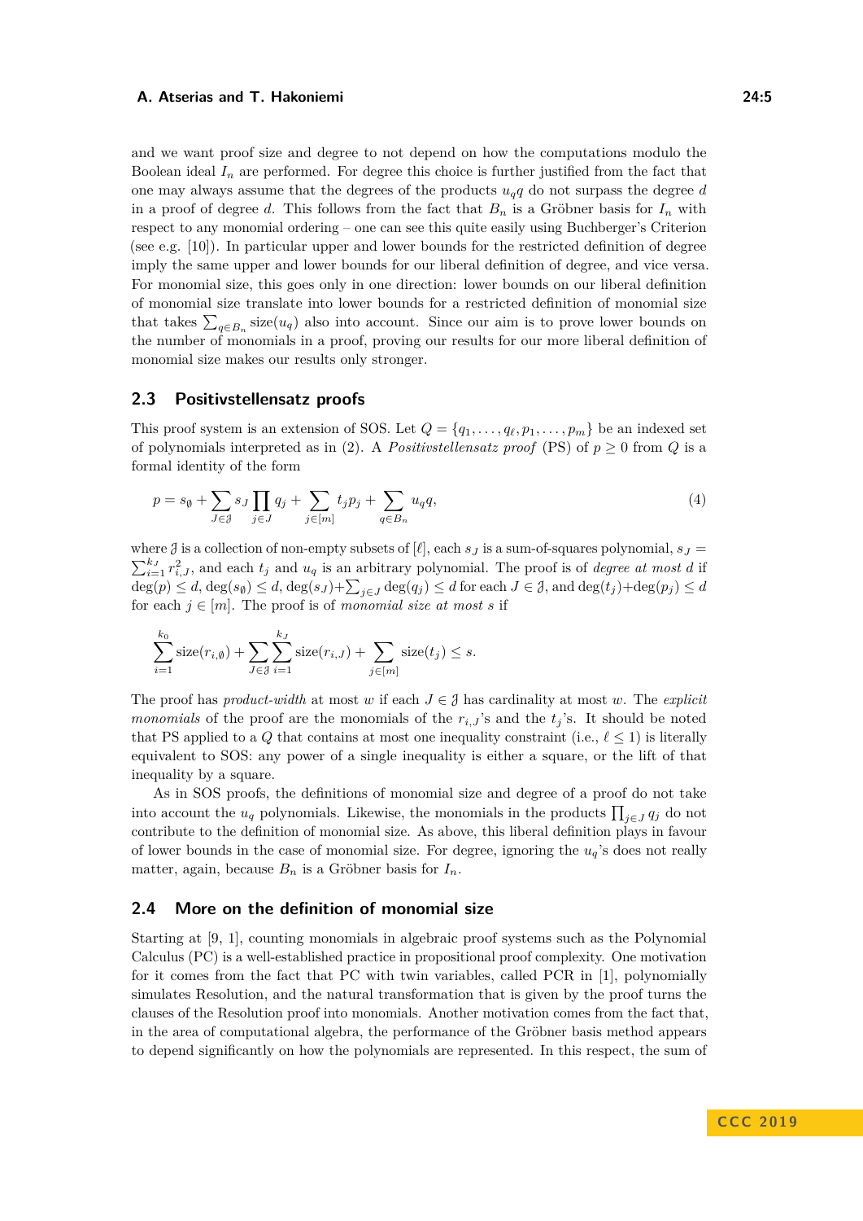and we want proof size and degree to not depend on how the computations modulo the Boolean ideal $I_n$ are performed. For degree this choice is further justified from the fact that one may always assume that the degrees of the products $u_q q$ do not surpass the degree $d$ in a proof of degree $d$. This follows from the fact that $B_n$ is a Gröbner basis for $I_n$ with respect to any monomial ordering – one can see this quite easily using Buchberger's Criterion (see e.g. [10]). In particular upper and lower bounds for the restricted definition of degree imply the same upper and lower bounds for our liberal definition of degree, and vice versa. For monomial size, this goes only in one direction: lower bounds on our liberal definition of monomial size translate into lower bounds for a restricted definition of monomial size that takes $\sum_{q \in B_n} \text{size}(u_q)$ also into account. Since our aim is to prove lower bounds on the number of monomials in a proof, proving our results for our more liberal definition of monomial size makes our results only stronger.

## 2.3 Positivstellensatz proofs

This proof system is an extension of SOS. Let $Q = \{q_1, \ldots, q_\ell, p_1, \ldots, p_m\}$ be an indexed set of polynomials interpreted as in (2). A *Positivstellensatz proof* (PS) of $p \geq 0$ from $Q$ is a formal identity of the form

$$p = s_\emptyset + \sum_{J \in \mathcal{J}} s_J \prod_{j \in J} q_j + \sum_{j \in [m]} t_j p_j + \sum_{q \in B_n} u_q q, \tag{4}$$

where $\mathcal{J}$ is a collection of non-empty subsets of $[\ell]$, each $s_J$ is a sum-of-squares polynomial, $s_J = \sum_{i=1}^{k_J} r_{i,J}^2$, and each $t_j$ and $u_q$ is an arbitrary polynomial. The proof is of *degree at most $d$* if $\deg(p) \leq d$, $\deg(s_\emptyset) \leq d$, $\deg(s_J) + \sum_{j \in J} \deg(q_j) \leq d$ for each $J \in \mathcal{J}$, and $\deg(t_j) + \deg(p_j) \leq d$ for each $j \in [m]$. The proof is of *monomial size at most $s$* if

$$\sum_{i=1}^{k_0} \text{size}(r_{i,\emptyset}) + \sum_{J \in \mathcal{J}} \sum_{i=1}^{k_J} \text{size}(r_{i,J}) + \sum_{j \in [m]} \text{size}(t_j) \leq s.$$

The proof has *product-width* at most $w$ if each $J \in \mathcal{J}$ has cardinality at most $w$. The *explicit monomials* of the proof are the monomials of the $r_{i,J}$'s and the $t_j$'s. It should be noted that PS applied to a $Q$ that contains at most one inequality constraint (i.e., $\ell \leq 1$) is literally equivalent to SOS: any power of a single inequality is either a square, or the lift of that inequality by a square.

As in SOS proofs, the definitions of monomial size and degree of a proof do not take into account the $u_q$ polynomials. Likewise, the monomials in the products $\prod_{j \in J} q_j$ do not contribute to the definition of monomial size. As above, this liberal definition plays in favour of lower bounds in the case of monomial size. For degree, ignoring the $u_q$'s does not really matter, again, because $B_n$ is a Gröbner basis for $I_n$.

## 2.4 More on the definition of monomial size

Starting at [9, 1], counting monomials in algebraic proof systems such as the Polynomial Calculus (PC) is a well-established practice in propositional proof complexity. One motivation for it comes from the fact that PC with twin variables, called PCR in [1], polynomially simulates Resolution, and the natural transformation that is given by the proof turns the clauses of the Resolution proof into monomials. Another motivation comes from the fact that, in the area of computational algebra, the performance of the Gröbner basis method appears to depend significantly on how the polynomials are represented. In this respect, the sum of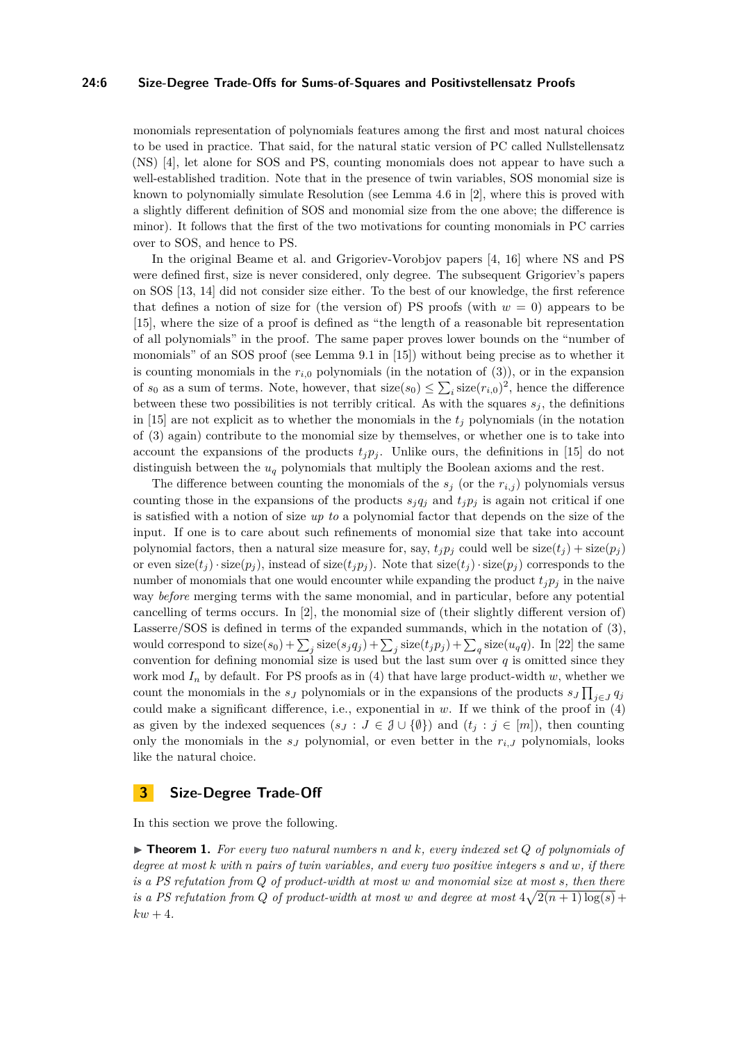monomials representation of polynomials features among the first and most natural choices to be used in practice. That said, for the natural static version of PC called Nullstellensatz (NS) [4], let alone for SOS and PS, counting monomials does not appear to have such a well-established tradition. Note that in the presence of twin variables, SOS monomial size is known to polynomially simulate Resolution (see Lemma 4.6 in [2], where this is proved with a slightly different definition of SOS and monomial size from the one above; the difference is minor). It follows that the first of the two motivations for counting monomials in PC carries over to SOS, and hence to PS.

In the original Beame et al. and Grigoriev-Vorobjov papers [4, 16] where NS and PS were defined first, size is never considered, only degree. The subsequent Grigoriev's papers on SOS [13, 14] did not consider size either. To the best of our knowledge, the first reference that defines a notion of size for (the version of) PS proofs (with $w = 0$) appears to be [15], where the size of a proof is defined as "the length of a reasonable bit representation of all polynomials" in the proof. The same paper proves lower bounds on the "number of monomials" of an SOS proof (see Lemma 9.1 in [15]) without being precise as to whether it is counting monomials in the $r_{i,0}$ polynomials (in the notation of (3)), or in the expansion of $s_0$ as a sum of terms. Note, however, that $\mathrm{size}(s_0) \leq \sum_i \mathrm{size}(r_{i,0})^2$, hence the difference between these two possibilities is not terribly critical. As with the squares $s_j$, the definitions in [15] are not explicit as to whether the monomials in the $t_j$ polynomials (in the notation of (3) again) contribute to the monomial size by themselves, or whether one is to take into account the expansions of the products $t_j p_j$. Unlike ours, the definitions in [15] do not distinguish between the $u_q$ polynomials that multiply the Boolean axioms and the rest.

The difference between counting the monomials of the $s_j$ (or the $r_{i,j}$) polynomials versus counting those in the expansions of the products $s_j q_j$ and $t_j p_j$ is again not critical if one is satisfied with a notion of size *up to* a polynomial factor that depends on the size of the input. If one is to care about such refinements of monomial size that take into account polynomial factors, then a natural size measure for, say, $t_j p_j$ could well be $\mathrm{size}(t_j) + \mathrm{size}(p_j)$ or even $\mathrm{size}(t_j) \cdot \mathrm{size}(p_j)$, instead of $\mathrm{size}(t_j p_j)$. Note that $\mathrm{size}(t_j) \cdot \mathrm{size}(p_j)$ corresponds to the number of monomials that one would encounter while expanding the product $t_j p_j$ in the naive way *before* merging terms with the same monomial, and in particular, before any potential cancelling of terms occurs. In [2], the monomial size of (their slightly different version of) Lasserre/SOS is defined in terms of the expanded summands, which in the notation of (3), would correspond to $\mathrm{size}(s_0) + \sum_j \mathrm{size}(s_j q_j) + \sum_j \mathrm{size}(t_j p_j) + \sum_q \mathrm{size}(u_q q)$. In [22] the same convention for defining monomial size is used but the last sum over $q$ is omitted since they work mod $I_n$ by default. For PS proofs as in (4) that have large product-width $w$, whether we count the monomials in the $s_J$ polynomials or in the expansions of the products $s_J \prod_{j \in J} q_j$ could make a significant difference, i.e., exponential in $w$. If we think of the proof in (4) as given by the indexed sequences $(s_J : J \in \mathcal{J} \cup \{\emptyset\})$ and $(t_j : j \in [m])$, then counting only the monomials in the $s_J$ polynomial, or even better in the $r_{i,J}$ polynomials, looks like the natural choice.

# 3 Size-Degree Trade-Off

In this section we prove the following.

▶ **Theorem 1.** *For every two natural numbers $n$ and $k$, every indexed set $Q$ of polynomials of degree at most $k$ with $n$ pairs of twin variables, and every two positive integers $s$ and $w$, if there is a PS refutation from $Q$ of product-width at most $w$ and monomial size at most $s$, then there is a PS refutation from $Q$ of product-width at most $w$ and degree at most $4\sqrt{2(n+1)\log(s)} + kw + 4$.*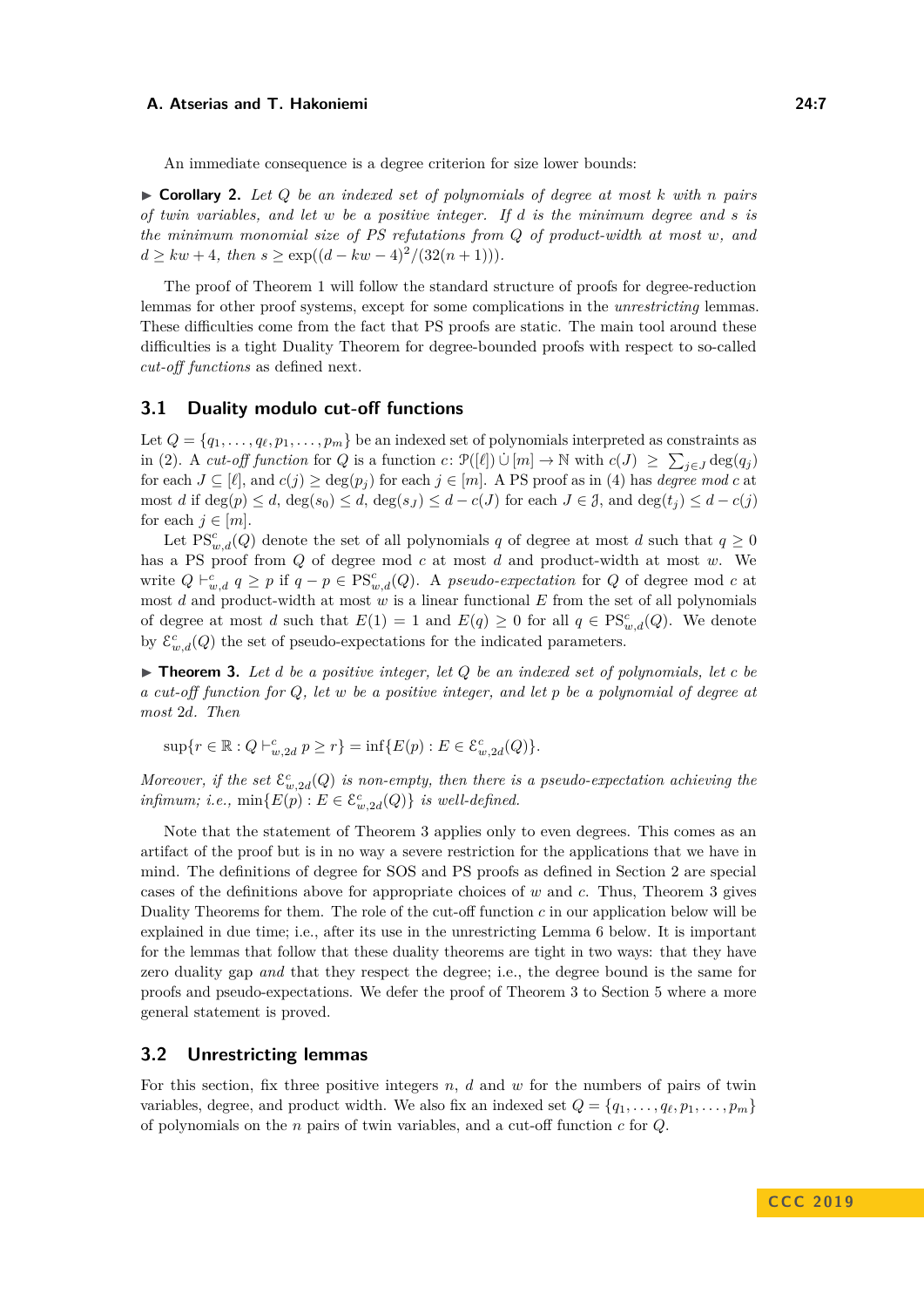An immediate consequence is a degree criterion for size lower bounds:

▶ **Corollary 2.** *Let $Q$ be an indexed set of polynomials of degree at most $k$ with $n$ pairs of twin variables, and let $w$ be a positive integer. If $d$ is the minimum degree and $s$ is the minimum monomial size of PS refutations from $Q$ of product-width at most $w$, and $d \geq kw + 4$, then $s \geq \exp((d - kw - 4)^2/(32(n + 1)))$.*

The proof of Theorem 1 will follow the standard structure of proofs for degree-reduction lemmas for other proof systems, except for some complications in the *unrestricting* lemmas. These difficulties come from the fact that PS proofs are static. The main tool around these difficulties is a tight Duality Theorem for degree-bounded proofs with respect to so-called *cut-off functions* as defined next.

## 3.1 Duality modulo cut-off functions

Let $Q = \{q_1, \ldots, q_\ell, p_1, \ldots, p_m\}$ be an indexed set of polynomials interpreted as constraints as in (2). A *cut-off function* for $Q$ is a function $c\colon \mathcal{P}([\ell]) \,\dot\cup\, [m] \to \mathbb{N}$ with $c(J) \geq \sum_{j \in J} \deg(q_j)$ for each $J \subseteq [\ell]$, and $c(j) \geq \deg(p_j)$ for each $j \in [m]$. A PS proof as in (4) has *degree mod $c$* at most $d$ if $\deg(p) \leq d$, $\deg(s_0) \leq d$, $\deg(s_J) \leq d - c(J)$ for each $J \in \mathcal{J}$, and $\deg(t_j) \leq d - c(j)$ for each $j \in [m]$.

Let $\mathrm{PS}^c_{w,d}(Q)$ denote the set of all polynomials $q$ of degree at most $d$ such that $q \geq 0$ has a PS proof from $Q$ of degree mod $c$ at most $d$ and product-width at most $w$. We write $Q \vdash^c_{w,d} q \geq p$ if $q - p \in \mathrm{PS}^c_{w,d}(Q)$. A *pseudo-expectation* for $Q$ of degree mod $c$ at most $d$ and product-width at most $w$ is a linear functional $E$ from the set of all polynomials of degree at most $d$ such that $E(1) = 1$ and $E(q) \geq 0$ for all $q \in \mathrm{PS}^c_{w,d}(Q)$. We denote by $\mathcal{E}^c_{w,d}(Q)$ the set of pseudo-expectations for the indicated parameters.

▶ **Theorem 3.** *Let $d$ be a positive integer, let $Q$ be an indexed set of polynomials, let $c$ be a cut-off function for $Q$, let $w$ be a positive integer, and let $p$ be a polynomial of degree at most $2d$. Then*

$$\sup\{r \in \mathbb{R} : Q \vdash^c_{w,2d} p \geq r\} = \inf\{E(p) : E \in \mathcal{E}^c_{w,2d}(Q)\}.$$

*Moreover, if the set $\mathcal{E}^c_{w,2d}(Q)$ is non-empty, then there is a pseudo-expectation achieving the infimum; i.e., $\min\{E(p) : E \in \mathcal{E}^c_{w,2d}(Q)\}$ is well-defined.*

Note that the statement of Theorem 3 applies only to even degrees. This comes as an artifact of the proof but is in no way a severe restriction for the applications that we have in mind. The definitions of degree for SOS and PS proofs as defined in Section 2 are special cases of the definitions above for appropriate choices of $w$ and $c$. Thus, Theorem 3 gives Duality Theorems for them. The role of the cut-off function $c$ in our application below will be explained in due time; i.e., after its use in the unrestricting Lemma 6 below. It is important for the lemmas that follow that these duality theorems are tight in two ways: that they have zero duality gap *and* that they respect the degree; i.e., the degree bound is the same for proofs and pseudo-expectations. We defer the proof of Theorem 3 to Section 5 where a more general statement is proved.

## 3.2 Unrestricting lemmas

For this section, fix three positive integers $n$, $d$ and $w$ for the numbers of pairs of twin variables, degree, and product width. We also fix an indexed set $Q = \{q_1, \ldots, q_\ell, p_1, \ldots, p_m\}$ of polynomials on the $n$ pairs of twin variables, and a cut-off function $c$ for $Q$.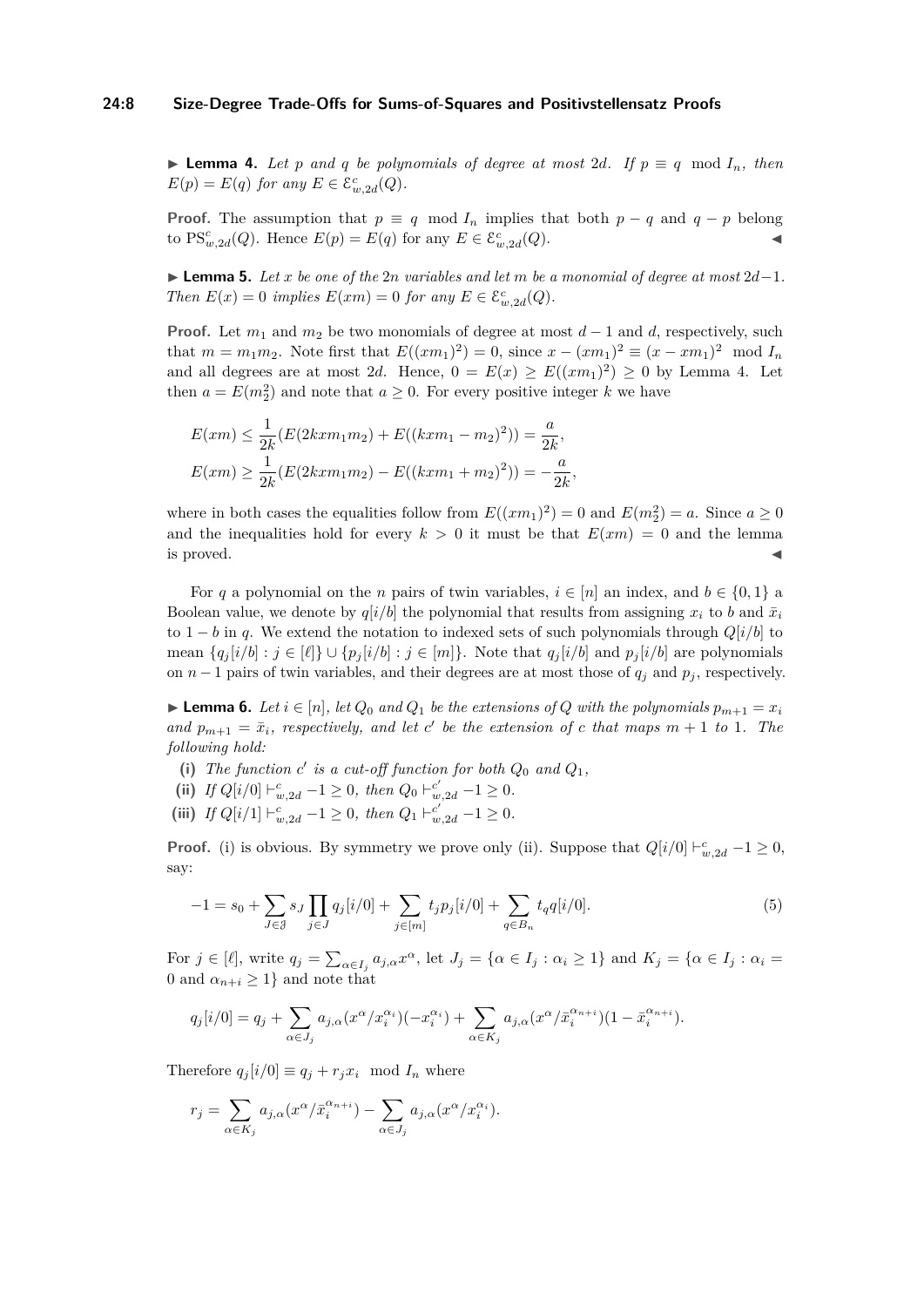▶ **Lemma 4.** *Let $p$ and $q$ be polynomials of degree at most $2d$. If $p \equiv q \mod I_n$, then $E(p) = E(q)$ for any $E \in \mathcal{E}^c_{w,2d}(Q)$.*

**Proof.** The assumption that $p \equiv q \mod I_n$ implies that both $p - q$ and $q - p$ belong to $\mathrm{PS}^c_{w,2d}(Q)$. Hence $E(p) = E(q)$ for any $E \in \mathcal{E}^c_{w,2d}(Q)$. ◀

▶ **Lemma 5.** *Let $x$ be one of the $2n$ variables and let $m$ be a monomial of degree at most $2d-1$. Then $E(x) = 0$ implies $E(xm) = 0$ for any $E \in \mathcal{E}^c_{w,2d}(Q)$.*

**Proof.** Let $m_1$ and $m_2$ be two monomials of degree at most $d-1$ and $d$, respectively, such that $m = m_1 m_2$. Note first that $E((xm_1)^2) = 0$, since $x - (xm_1)^2 \equiv (x - xm_1)^2 \mod I_n$ and all degrees are at most $2d$. Hence, $0 = E(x) \geq E((xm_1)^2) \geq 0$ by Lemma 4. Let then $a = E(m_2^2)$ and note that $a \geq 0$. For every positive integer $k$ we have

$$E(xm) \leq \frac{1}{2k}(E(2kxm_1m_2) + E((kxm_1 - m_2)^2)) = \frac{a}{2k},$$
$$E(xm) \geq \frac{1}{2k}(E(2kxm_1m_2) - E((kxm_1 + m_2)^2)) = -\frac{a}{2k},$$

where in both cases the equalities follow from $E((xm_1)^2) = 0$ and $E(m_2^2) = a$. Since $a \geq 0$ and the inequalities hold for every $k > 0$ it must be that $E(xm) = 0$ and the lemma is proved. ◀

For $q$ a polynomial on the $n$ pairs of twin variables, $i \in [n]$ an index, and $b \in \{0,1\}$ a Boolean value, we denote by $q[i/b]$ the polynomial that results from assigning $x_i$ to $b$ and $\bar{x}_i$ to $1-b$ in $q$. We extend the notation to indexed sets of such polynomials through $Q[i/b]$ to mean $\{q_j[i/b] : j \in [\ell]\} \cup \{p_j[i/b] : j \in [m]\}$. Note that $q_j[i/b]$ and $p_j[i/b]$ are polynomials on $n-1$ pairs of twin variables, and their degrees are at most those of $q_j$ and $p_j$, respectively.

▶ **Lemma 6.** *Let $i \in [n]$, let $Q_0$ and $Q_1$ be the extensions of $Q$ with the polynomials $p_{m+1} = x_i$ and $p_{m+1} = \bar{x}_i$, respectively, and let $c'$ be the extension of $c$ that maps $m+1$ to $1$. The following hold:*

- **(i)** *The function $c'$ is a cut-off function for both $Q_0$ and $Q_1$,*
- **(ii)** *If $Q[i/0] \vdash^c_{w,2d} -1 \geq 0$, then $Q_0 \vdash^{c'}_{w,2d} -1 \geq 0$.*
- **(iii)** *If $Q[i/1] \vdash^c_{w,2d} -1 \geq 0$, then $Q_1 \vdash^{c'}_{w,2d} -1 \geq 0$.*

**Proof.** (i) is obvious. By symmetry we prove only (ii). Suppose that $Q[i/0] \vdash^c_{w,2d} -1 \geq 0$, say:

$$-1 = s_0 + \sum_{J \in \mathcal{J}} s_J \prod_{j \in J} q_j[i/0] + \sum_{j \in [m]} t_j p_j[i/0] + \sum_{q \in B_n} t_q q[i/0]. \tag{5}$$

For $j \in [\ell]$, write $q_j = \sum_{\alpha \in I_j} a_{j,\alpha} x^\alpha$, let $J_j = \{\alpha \in I_j : \alpha_i \geq 1\}$ and $K_j = \{\alpha \in I_j : \alpha_i = 0 \text{ and } \alpha_{n+i} \geq 1\}$ and note that

$$q_j[i/0] = q_j + \sum_{\alpha \in J_j} a_{j,\alpha}(x^\alpha / x_i^{\alpha_i})(-x_i^{\alpha_i}) + \sum_{\alpha \in K_j} a_{j,\alpha}(x^\alpha / \bar{x}_i^{\alpha_{n+i}})(1 - \bar{x}_i^{\alpha_{n+i}}).$$

Therefore $q_j[i/0] \equiv q_j + r_j x_i \mod I_n$ where

$$r_j = \sum_{\alpha \in K_j} a_{j,\alpha}(x^\alpha / \bar{x}_i^{\alpha_{n+i}}) - \sum_{\alpha \in J_j} a_{j,\alpha}(x^\alpha / x_i^{\alpha_i}).$$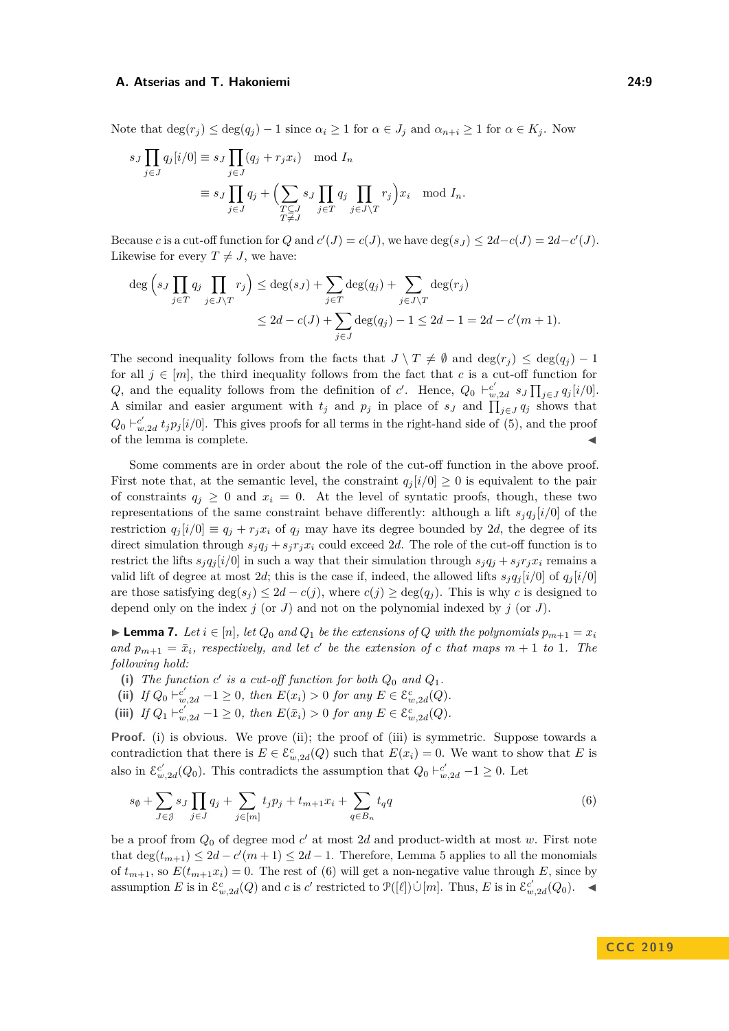Note that $\deg(r_j) \leq \deg(q_j) - 1$ since $\alpha_i \geq 1$ for $\alpha \in J_j$ and $\alpha_{n+i} \geq 1$ for $\alpha \in K_j$. Now

$$
\begin{aligned}
s_J \prod_{j \in J} q_j[i/0] &\equiv s_J \prod_{j \in J} (q_j + r_j x_i) \mod I_n \\
&\equiv s_J \prod_{j \in J} q_j + \Big( \sum_{\substack{T \subseteq J \\ T \neq J}} s_J \prod_{j \in T} q_j \prod_{j \in J \setminus T} r_j \Big) x_i \mod I_n.
\end{aligned}
$$

Because $c$ is a cut-off function for $Q$ and $c'(J) = c(J)$, we have $\deg(s_J) \leq 2d - c(J) = 2d - c'(J)$. Likewise for every $T \neq J$, we have:

$$
\begin{aligned}
\deg\Big( s_J \prod_{j \in T} q_j \prod_{j \in J \setminus T} r_j \Big) &\leq \deg(s_J) + \sum_{j \in T} \deg(q_j) + \sum_{j \in J \setminus T} \deg(r_j) \\
&\leq 2d - c(J) + \sum_{j \in J} \deg(q_j) - 1 \leq 2d - 1 = 2d - c'(m+1).
\end{aligned}
$$

The second inequality follows from the facts that $J \setminus T \neq \emptyset$ and $\deg(r_j) \leq \deg(q_j) - 1$ for all $j \in [m]$, the third inequality follows from the fact that $c$ is a cut-off function for $Q$, and the equality follows from the definition of $c'$. Hence, $Q_0 \vdash^{c'}_{w,2d} s_J \prod_{j \in J} q_j[i/0]$. A similar and easier argument with $t_j$ and $p_j$ in place of $s_J$ and $\prod_{j \in J} q_j$ shows that $Q_0 \vdash^{c'}_{w,2d} t_j p_j[i/0]$. This gives proofs for all terms in the right-hand side of (5), and the proof of the lemma is complete. ◀

Some comments are in order about the role of the cut-off function in the above proof. First note that, at the semantic level, the constraint $q_j[i/0] \geq 0$ is equivalent to the pair of constraints $q_j \geq 0$ and $x_i = 0$. At the level of syntactic proofs, though, these two representations of the same constraint behave differently: although a lift $s_j q_j[i/0]$ of the restriction $q_j[i/0] \equiv q_j + r_j x_i$ of $q_j$ may have its degree bounded by $2d$, the degree of its direct simulation through $s_j q_j + s_j r_j x_i$ could exceed $2d$. The role of the cut-off function is to restrict the lifts $s_j q_j[i/0]$ in such a way that their simulation through $s_j q_j + s_j r_j x_i$ remains a valid lift of degree at most $2d$; this is the case if, indeed, the allowed lifts $s_j q_j[i/0]$ of $q_j[i/0]$ are those satisfying $\deg(s_j) \leq 2d - c(j)$, where $c(j) \geq \deg(q_j)$. This is why $c$ is designed to depend only on the index $j$ (or $J$) and not on the polynomial indexed by $j$ (or $J$).

▶ **Lemma 7.** *Let $i \in [n]$, let $Q_0$ and $Q_1$ be the extensions of $Q$ with the polynomials $p_{m+1} = x_i$ and $p_{m+1} = \bar{x}_i$, respectively, and let $c'$ be the extension of $c$ that maps $m+1$ to $1$. The following hold:*

- **(i)** *The function $c'$ is a cut-off function for both $Q_0$ and $Q_1$.*
- **(ii)** *If $Q_0 \vdash^{c'}_{w,2d} -1 \geq 0$, then $E(x_i) > 0$ for any $E \in \mathcal{E}^c_{w,2d}(Q)$.*
- **(iii)** *If $Q_1 \vdash^{c'}_{w,2d} -1 \geq 0$, then $E(\bar{x}_i) > 0$ for any $E \in \mathcal{E}^c_{w,2d}(Q)$.*

**Proof.** (i) is obvious. We prove (ii); the proof of (iii) is symmetric. Suppose towards a contradiction that there is $E \in \mathcal{E}^c_{w,2d}(Q)$ such that $E(x_i) = 0$. We want to show that $E$ is also in $\mathcal{E}^{c'}_{w,2d}(Q_0)$. This contradicts the assumption that $Q_0 \vdash^{c'}_{w,2d} -1 \geq 0$. Let

$$
s_\emptyset + \sum_{J \in \mathcal{J}} s_J \prod_{j \in J} q_j + \sum_{j \in [m]} t_j p_j + t_{m+1} x_i + \sum_{q \in B_n} t_q q \tag{6}
$$

be a proof from $Q_0$ of degree mod $c'$ at most $2d$ and product-width at most $w$. First note that $\deg(t_{m+1}) \leq 2d - c'(m+1) \leq 2d - 1$. Therefore, Lemma 5 applies to all the monomials of $t_{m+1}$, so $E(t_{m+1} x_i) = 0$. The rest of (6) will get a non-negative value through $E$, since by assumption $E$ is in $\mathcal{E}^c_{w,2d}(Q)$ and $c$ is $c'$ restricted to $\mathcal{P}([\ell]) \dot\cup [m]$. Thus, $E$ is in $\mathcal{E}^{c'}_{w,2d}(Q_0)$. ◀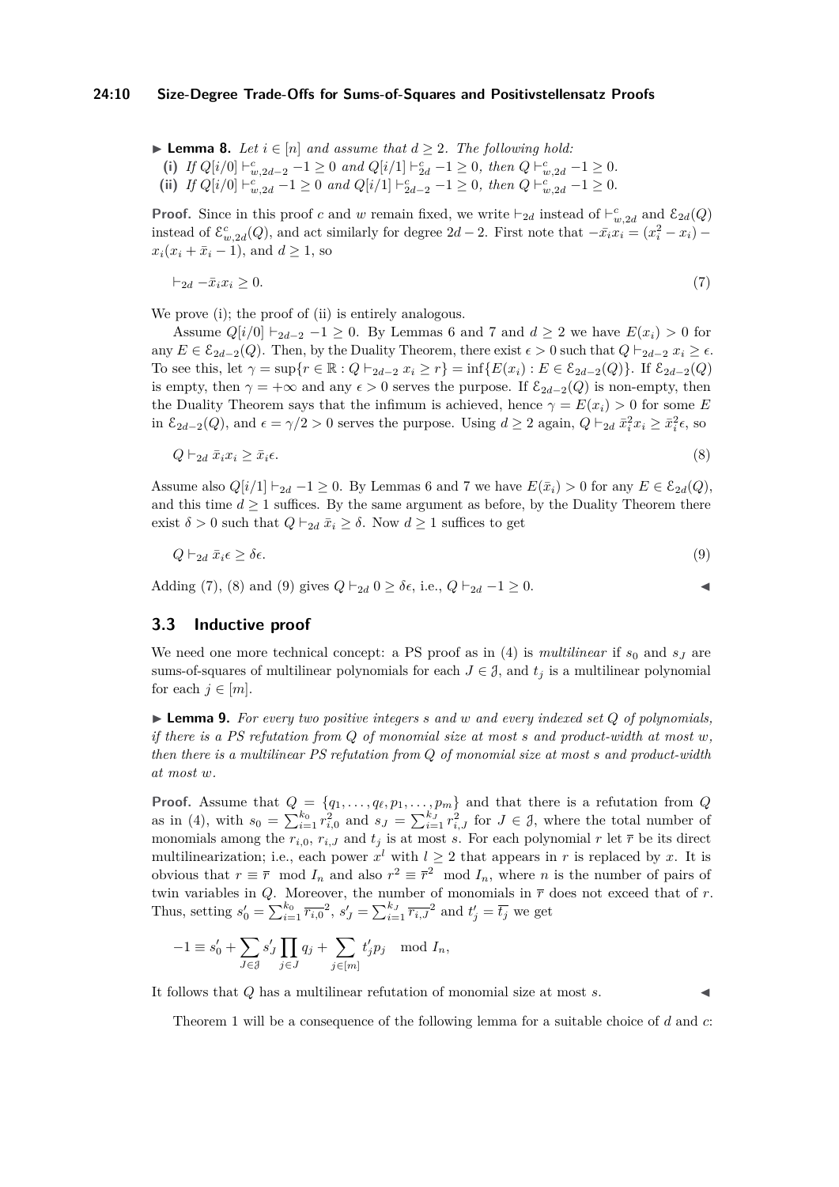▶ **Lemma 8.** *Let $i \in [n]$ and assume that $d \geq 2$. The following hold:*

**(i)** *If $Q[i/0] \vdash^c_{w,2d-2} -1 \geq 0$ and $Q[i/1] \vdash^c_{2d} -1 \geq 0$, then $Q \vdash^c_{w,2d} -1 \geq 0$.*

**(ii)** *If $Q[i/0] \vdash^c_{w,2d} -1 \geq 0$ and $Q[i/1] \vdash^c_{2d-2} -1 \geq 0$, then $Q \vdash^c_{w,2d} -1 \geq 0$.*

**Proof.** Since in this proof $c$ and $w$ remain fixed, we write $\vdash_{2d}$ instead of $\vdash^c_{w,2d}$ and $\mathcal{E}_{2d}(Q)$ instead of $\mathcal{E}^c_{w,2d}(Q)$, and act similarly for degree $2d-2$. First note that $-\bar{x}_i x_i = (x_i^2 - x_i) - x_i(x_i + \bar{x}_i - 1)$, and $d \geq 1$, so

$$\vdash_{2d} -\bar{x}_i x_i \geq 0. \tag{7}$$

We prove (i); the proof of (ii) is entirely analogous.

Assume $Q[i/0] \vdash_{2d-2} -1 \geq 0$. By Lemmas 6 and 7 and $d \geq 2$ we have $E(x_i) > 0$ for any $E \in \mathcal{E}_{2d-2}(Q)$. Then, by the Duality Theorem, there exist $\epsilon > 0$ such that $Q \vdash_{2d-2} x_i \geq \epsilon$. To see this, let $\gamma = \sup\{r \in \mathbb{R} : Q \vdash_{2d-2} x_i \geq r\} = \inf\{E(x_i) : E \in \mathcal{E}_{2d-2}(Q)\}$. If $\mathcal{E}_{2d-2}(Q)$ is empty, then $\gamma = +\infty$ and any $\epsilon > 0$ serves the purpose. If $\mathcal{E}_{2d-2}(Q)$ is non-empty, then the Duality Theorem says that the infimum is achieved, hence $\gamma = E(x_i) > 0$ for some $E$ in $\mathcal{E}_{2d-2}(Q)$, and $\epsilon = \gamma/2 > 0$ serves the purpose. Using $d \geq 2$ again, $Q \vdash_{2d} \bar{x}_i^2 x_i \geq \bar{x}_i^2 \epsilon$, so

$$Q \vdash_{2d} \bar{x}_i x_i \geq \bar{x}_i \epsilon. \tag{8}$$

Assume also $Q[i/1] \vdash_{2d} -1 \geq 0$. By Lemmas 6 and 7 we have $E(\bar{x}_i) > 0$ for any $E \in \mathcal{E}_{2d}(Q)$, and this time $d \geq 1$ suffices. By the same argument as before, by the Duality Theorem there exist $\delta > 0$ such that $Q \vdash_{2d} \bar{x}_i \geq \delta$. Now $d \geq 1$ suffices to get

$$Q \vdash_{2d} \bar{x}_i \epsilon \geq \delta\epsilon. \tag{9}$$

Adding (7), (8) and (9) gives $Q \vdash_{2d} 0 \geq \delta\epsilon$, i.e., $Q \vdash_{2d} -1 \geq 0$. ◀

### 3.3 Inductive proof

We need one more technical concept: a PS proof as in (4) is *multilinear* if $s_0$ and $s_J$ are sums-of-squares of multilinear polynomials for each $J \in \mathcal{J}$, and $t_j$ is a multilinear polynomial for each $j \in [m]$.

▶ **Lemma 9.** *For every two positive integers $s$ and $w$ and every indexed set $Q$ of polynomials, if there is a PS refutation from $Q$ of monomial size at most $s$ and product-width at most $w$, then there is a multilinear PS refutation from $Q$ of monomial size at most $s$ and product-width at most $w$.*

**Proof.** Assume that $Q = \{q_1, \ldots, q_\ell, p_1, \ldots, p_m\}$ and that there is a refutation from $Q$ as in (4), with $s_0 = \sum_{i=1}^{k_0} r_{i,0}^2$ and $s_J = \sum_{i=1}^{k_J} r_{i,J}^2$ for $J \in \mathcal{J}$, where the total number of monomials among the $r_{i,0}$, $r_{i,J}$ and $t_j$ is at most $s$. For each polynomial $r$ let $\overline{r}$ be its direct multilinearization; i.e., each power $x^l$ with $l \geq 2$ that appears in $r$ is replaced by $x$. It is obvious that $r \equiv \overline{r} \mod I_n$ and also $r^2 \equiv \overline{r}^2 \mod I_n$, where $n$ is the number of pairs of twin variables in $Q$. Moreover, the number of monomials in $\overline{r}$ does not exceed that of $r$. Thus, setting $s'_0 = \sum_{i=1}^{k_0} \overline{r_{i,0}}^2$, $s'_J = \sum_{i=1}^{k_J} \overline{r_{i,J}}^2$ and $t'_j = \overline{t_j}$ we get

$$-1 \equiv s'_0 + \sum_{J \in \mathcal{J}} s'_J \prod_{j \in J} q_j + \sum_{j \in [m]} t'_j p_j \mod I_n,$$

It follows that $Q$ has a multilinear refutation of monomial size at most $s$. ◀

Theorem 1 will be a consequence of the following lemma for a suitable choice of $d$ and $c$: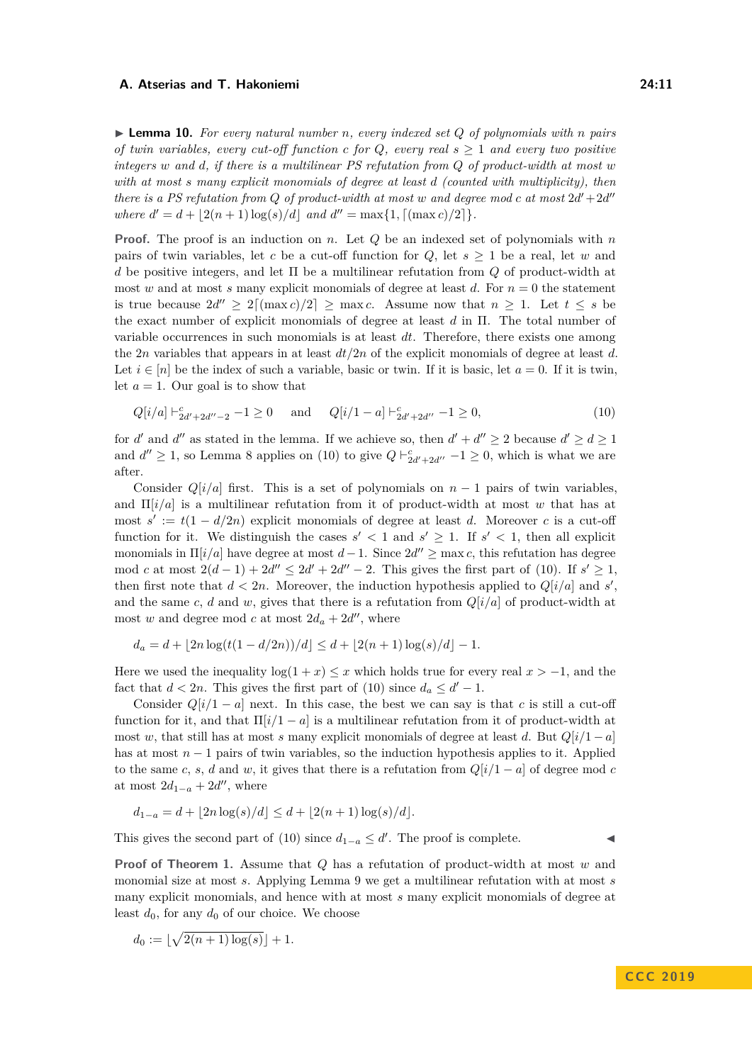▶ **Lemma 10.** *For every natural number $n$, every indexed set $Q$ of polynomials with $n$ pairs of twin variables, every cut-off function $c$ for $Q$, every real $s \geq 1$ and every two positive integers $w$ and $d$, if there is a multilinear PS refutation from $Q$ of product-width at most $w$ with at most $s$ many explicit monomials of degree at least $d$ (counted with multiplicity), then there is a PS refutation from $Q$ of product-width at most $w$ and degree mod $c$ at most $2d' + 2d''$ where $d' = d + \lfloor 2(n+1)\log(s)/d \rfloor$ and $d'' = \max\{1, \lceil(\max c)/2\rceil\}$.*

**Proof.** The proof is an induction on $n$. Let $Q$ be an indexed set of polynomials with $n$ pairs of twin variables, let $c$ be a cut-off function for $Q$, let $s \geq 1$ be a real, let $w$ and $d$ be positive integers, and let $\Pi$ be a multilinear refutation from $Q$ of product-width at most $w$ and at most $s$ many explicit monomials of degree at least $d$. For $n = 0$ the statement is true because $2d'' \geq 2\lceil(\max c)/2\rceil \geq \max c$. Assume now that $n \geq 1$. Let $t \leq s$ be the exact number of explicit monomials of degree at least $d$ in $\Pi$. The total number of variable occurrences in such monomials is at least $dt$. Therefore, there exists one among the $2n$ variables that appears in at least $dt/2n$ of the explicit monomials of degree at least $d$. Let $i \in [n]$ be the index of such a variable, basic or twin. If it is basic, let $a = 0$. If it is twin, let $a = 1$. Our goal is to show that

$$Q[i/a] \vdash^c_{2d'+2d''-2} -1 \geq 0 \quad \text{ and } \quad Q[i/1-a] \vdash^c_{2d'+2d''} -1 \geq 0, \tag{10}$$

for $d'$ and $d''$ as stated in the lemma. If we achieve so, then $d' + d'' \geq 2$ because $d' \geq d \geq 1$ and $d'' \geq 1$, so Lemma 8 applies on (10) to give $Q \vdash^c_{2d'+2d''} -1 \geq 0$, which is what we are after.

Consider $Q[i/a]$ first. This is a set of polynomials on $n - 1$ pairs of twin variables, and $\Pi[i/a]$ is a multilinear refutation from it of product-width at most $w$ that has at most $s' := t(1 - d/2n)$ explicit monomials of degree at least $d$. Moreover $c$ is a cut-off function for it. We distinguish the cases $s' < 1$ and $s' \geq 1$. If $s' < 1$, then all explicit monomials in $\Pi[i/a]$ have degree at most $d - 1$. Since $2d'' \geq \max c$, this refutation has degree mod $c$ at most $2(d-1) + 2d'' \leq 2d' + 2d'' - 2$. This gives the first part of (10). If $s' \geq 1$, then first note that $d < 2n$. Moreover, the induction hypothesis applied to $Q[i/a]$ and $s'$, and the same $c$, $d$ and $w$, gives that there is a refutation from $Q[i/a]$ of product-width at most $w$ and degree mod $c$ at most $2d_a + 2d''$, where

$$d_a = d + \lfloor 2n \log(t(1 - d/2n))/d \rfloor \leq d + \lfloor 2(n+1)\log(s)/d \rfloor - 1.$$

Here we used the inequality $\log(1 + x) \leq x$ which holds true for every real $x > -1$, and the fact that $d < 2n$. This gives the first part of (10) since $d_a \leq d' - 1$.

Consider $Q[i/1 - a]$ next. In this case, the best we can say is that $c$ is still a cut-off function for it, and that $\Pi[i/1 - a]$ is a multilinear refutation from it of product-width at most $w$, that still has at most $s$ many explicit monomials of degree at least $d$. But $Q[i/1-a]$ has at most $n - 1$ pairs of twin variables, so the induction hypothesis applies to it. Applied to the same $c$, $s$, $d$ and $w$, it gives that there is a refutation from $Q[i/1 - a]$ of degree mod $c$ at most $2d_{1-a} + 2d''$, where

$$d_{1-a} = d + \lfloor 2n \log(s)/d \rfloor \leq d + \lfloor 2(n+1)\log(s)/d \rfloor.$$

This gives the second part of (10) since $d_{1-a} \leq d'$. The proof is complete. ◀

**Proof of Theorem 1.** Assume that $Q$ has a refutation of product-width at most $w$ and monomial size at most $s$. Applying Lemma 9 we get a multilinear refutation with at most $s$ many explicit monomials, and hence with at most $s$ many explicit monomials of degree at least $d_0$, for any $d_0$ of our choice. We choose

$$d_0 := \lfloor \sqrt{2(n+1)\log(s)} \rfloor + 1.$$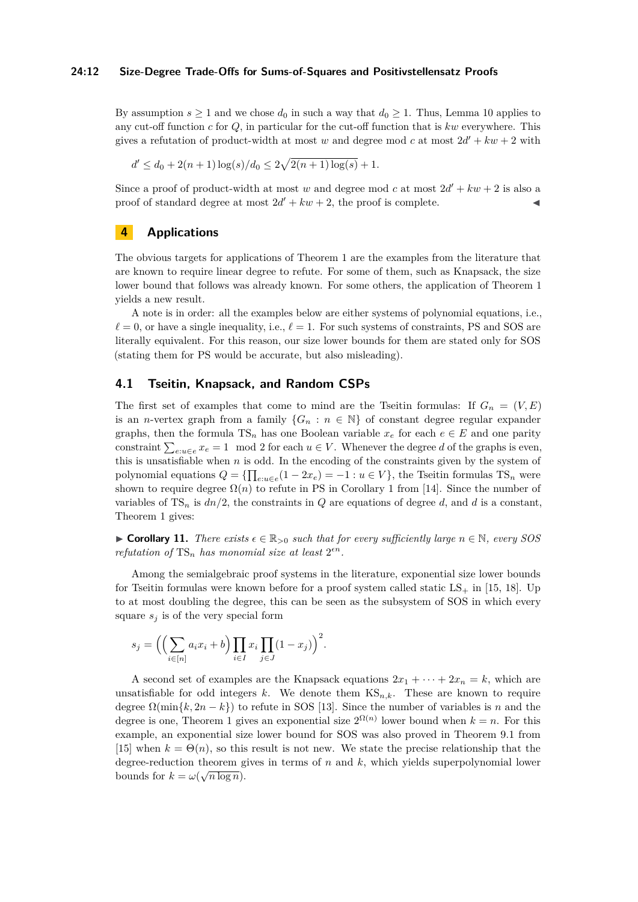By assumption $s \geq 1$ and we chose $d_0$ in such a way that $d_0 \geq 1$. Thus, Lemma 10 applies to any cut-off function $c$ for $Q$, in particular for the cut-off function that is $kw$ everywhere. This gives a refutation of product-width at most $w$ and degree mod $c$ at most $2d' + kw + 2$ with

$$d' \leq d_0 + 2(n+1)\log(s)/d_0 \leq 2\sqrt{2(n+1)\log(s)} + 1.$$

Since a proof of product-width at most $w$ and degree mod $c$ at most $2d' + kw + 2$ is also a proof of standard degree at most $2d' + kw + 2$, the proof is complete. ◀

## 4 Applications

The obvious targets for applications of Theorem 1 are the examples from the literature that are known to require linear degree to refute. For some of them, such as Knapsack, the size lower bound that follows was already known. For some others, the application of Theorem 1 yields a new result.

A note is in order: all the examples below are either systems of polynomial equations, i.e., $\ell = 0$, or have a single inequality, i.e., $\ell = 1$. For such systems of constraints, PS and SOS are literally equivalent. For this reason, our size lower bounds for them are stated only for SOS (stating them for PS would be accurate, but also misleading).

### 4.1 Tseitin, Knapsack, and Random CSPs

The first set of examples that come to mind are the Tseitin formulas: If $G_n = (V, E)$ is an $n$-vertex graph from a family $\{G_n : n \in \mathbb{N}\}$ of constant degree regular expander graphs, then the formula $\mathrm{TS}_n$ has one Boolean variable $x_e$ for each $e \in E$ and one parity constraint $\sum_{e:u\in e} x_e = 1 \mod 2$ for each $u \in V$. Whenever the degree $d$ of the graphs is even, this is unsatisfiable when $n$ is odd. In the encoding of the constraints given by the system of polynomial equations $Q = \{\prod_{e:u\in e}(1 - 2x_e) = -1 : u \in V\}$, the Tseitin formulas $\mathrm{TS}_n$ were shown to require degree $\Omega(n)$ to refute in PS in Corollary 1 from [14]. Since the number of variables of $\mathrm{TS}_n$ is $dn/2$, the constraints in $Q$ are equations of degree $d$, and $d$ is a constant, Theorem 1 gives:

▶ **Corollary 11.** *There exists $\epsilon \in \mathbb{R}_{>0}$ such that for every sufficiently large $n \in \mathbb{N}$, every SOS refutation of $\mathrm{TS}_n$ has monomial size at least $2^{\epsilon n}$.*

Among the semialgebraic proof systems in the literature, exponential size lower bounds for Tseitin formulas were known before for a proof system called static $\mathrm{LS}_+$ in [15, 18]. Up to at most doubling the degree, this can be seen as the subsystem of SOS in which every square $s_j$ is of the very special form

$$s_j = \Big(\Big(\sum_{i\in[n]} a_i x_i + b\Big) \prod_{i\in I} x_i \prod_{j\in J}(1 - x_j)\Big)^2.$$

A second set of examples are the Knapsack equations $2x_1 + \cdots + 2x_n = k$, which are unsatisfiable for odd integers $k$. We denote them $\mathrm{KS}_{n,k}$. These are known to require degree $\Omega(\min\{k, 2n - k\})$ to refute in SOS [13]. Since the number of variables is $n$ and the degree is one, Theorem 1 gives an exponential size $2^{\Omega(n)}$ lower bound when $k = n$. For this example, an exponential size lower bound for SOS was also proved in Theorem 9.1 from [15] when $k = \Theta(n)$, so this result is not new. We state the precise relationship that the degree-reduction theorem gives in terms of $n$ and $k$, which yields superpolynomial lower bounds for $k = \omega(\sqrt{n \log n})$.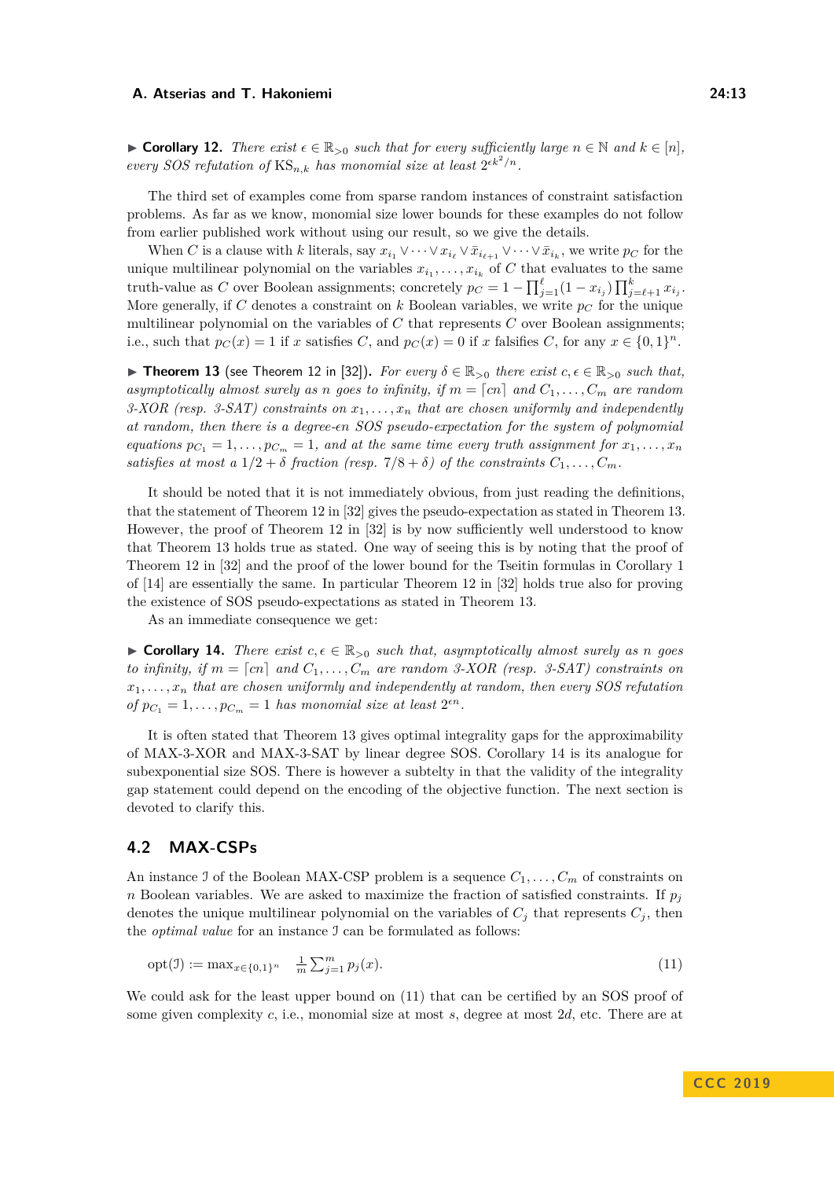▶ **Corollary 12.** *There exist $\epsilon \in \mathbb{R}_{>0}$ such that for every sufficiently large $n \in \mathbb{N}$ and $k \in [n]$, every SOS refutation of $\mathrm{KS}_{n,k}$ has monomial size at least $2^{\epsilon k^2/n}$.*

The third set of examples come from sparse random instances of constraint satisfaction problems. As far as we know, monomial size lower bounds for these examples do not follow from earlier published work without using our result, so we give the details.

When $C$ is a clause with $k$ literals, say $x_{i_1} \vee \cdots \vee x_{i_\ell} \vee \bar{x}_{i_{\ell+1}} \vee \cdots \vee \bar{x}_{i_k}$, we write $p_C$ for the unique multilinear polynomial on the variables $x_{i_1}, \ldots, x_{i_k}$ of $C$ that evaluates to the same truth-value as $C$ over Boolean assignments; concretely $p_C = 1 - \prod_{j=1}^{\ell}(1 - x_{i_j}) \prod_{j=\ell+1}^{k} x_{i_j}$. More generally, if $C$ denotes a constraint on $k$ Boolean variables, we write $p_C$ for the unique multilinear polynomial on the variables of $C$ that represents $C$ over Boolean assignments; i.e., such that $p_C(x) = 1$ if $x$ satisfies $C$, and $p_C(x) = 0$ if $x$ falsifies $C$, for any $x \in \{0,1\}^n$.

▶ **Theorem 13** (see Theorem 12 in [32])**.** *For every $\delta \in \mathbb{R}_{>0}$ there exist $c, \epsilon \in \mathbb{R}_{>0}$ such that, asymptotically almost surely as $n$ goes to infinity, if $m = \lceil cn \rceil$ and $C_1, \ldots, C_m$ are random 3-XOR (resp. 3-SAT) constraints on $x_1, \ldots, x_n$ that are chosen uniformly and independently at random, then there is a degree-$\epsilon n$ SOS pseudo-expectation for the system of polynomial equations $p_{C_1} = 1, \ldots, p_{C_m} = 1$, and at the same time every truth assignment for $x_1, \ldots, x_n$ satisfies at most a $1/2 + \delta$ fraction (resp. $7/8 + \delta$) of the constraints $C_1, \ldots, C_m$.*

It should be noted that it is not immediately obvious, from just reading the definitions, that the statement of Theorem 12 in [32] gives the pseudo-expectation as stated in Theorem 13. However, the proof of Theorem 12 in [32] is by now sufficiently well understood to know that Theorem 13 holds true as stated. One way of seeing this is by noting that the proof of Theorem 12 in [32] and the proof of the lower bound for the Tseitin formulas in Corollary 1 of [14] are essentially the same. In particular Theorem 12 in [32] holds true also for proving the existence of SOS pseudo-expectations as stated in Theorem 13.

As an immediate consequence we get:

▶ **Corollary 14.** *There exist $c, \epsilon \in \mathbb{R}_{>0}$ such that, asymptotically almost surely as $n$ goes to infinity, if $m = \lceil cn \rceil$ and $C_1, \ldots, C_m$ are random 3-XOR (resp. 3-SAT) constraints on $x_1, \ldots, x_n$ that are chosen uniformly and independently at random, then every SOS refutation of $p_{C_1} = 1, \ldots, p_{C_m} = 1$ has monomial size at least $2^{\epsilon n}$.*

It is often stated that Theorem 13 gives optimal integrality gaps for the approximability of MAX-3-XOR and MAX-3-SAT by linear degree SOS. Corollary 14 is its analogue for subexponential size SOS. There is however a subtlety in that the validity of the integrality gap statement could depend on the encoding of the objective function. The next section is devoted to clarify this.

## 4.2 MAX-CSPs

An instance $\mathcal{I}$ of the Boolean MAX-CSP problem is a sequence $C_1, \ldots, C_m$ of constraints on $n$ Boolean variables. We are asked to maximize the fraction of satisfied constraints. If $p_j$ denotes the unique multilinear polynomial on the variables of $C_j$ that represents $C_j$, then the *optimal value* for an instance $\mathcal{I}$ can be formulated as follows:

$$\mathrm{opt}(\mathcal{I}) := \max_{x \in \{0,1\}^n} \quad \frac{1}{m} \sum_{j=1}^{m} p_j(x). \tag{11}$$

We could ask for the least upper bound on (11) that can be certified by an SOS proof of some given complexity $c$, i.e., monomial size at most $s$, degree at most $2d$, etc. There are at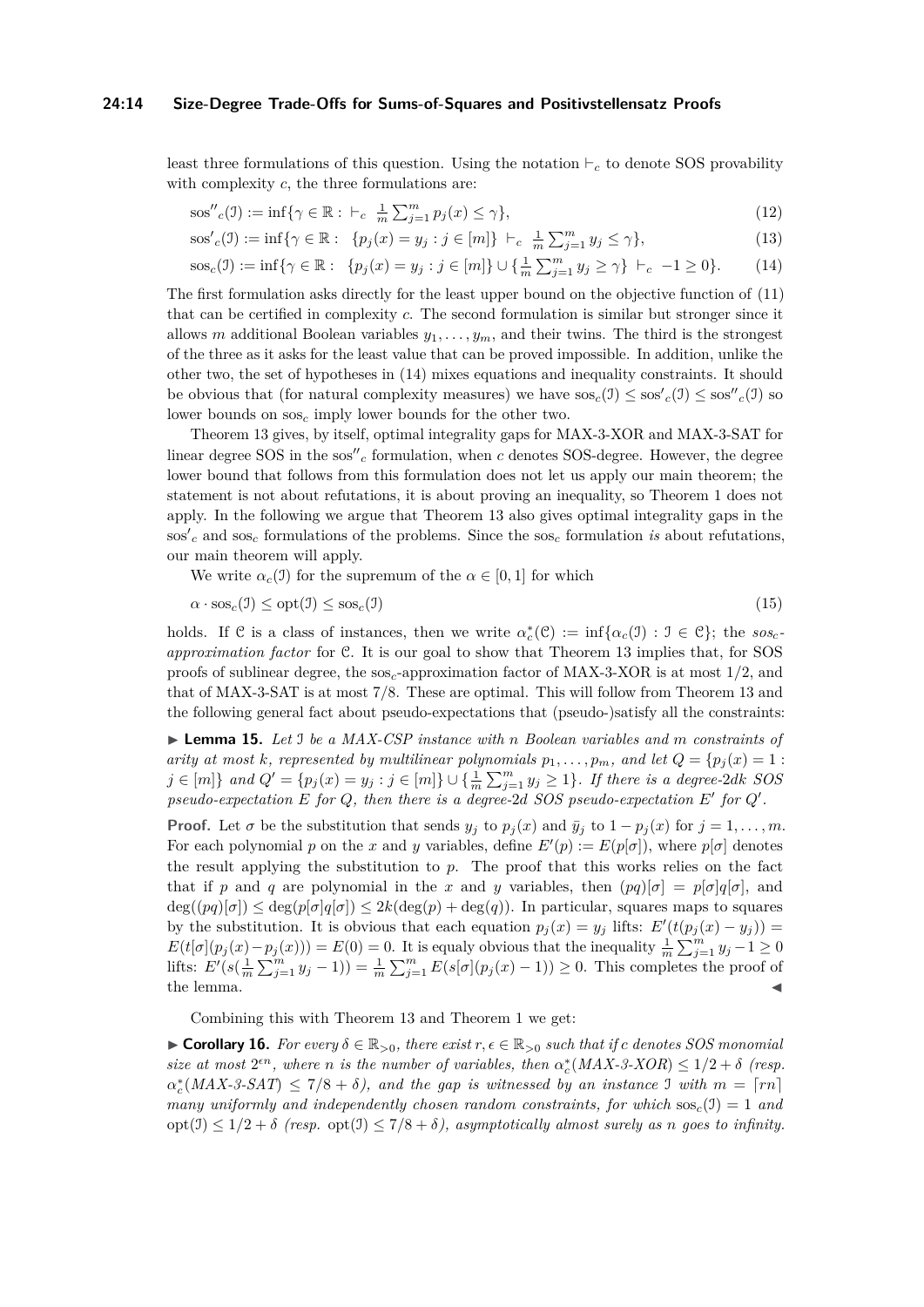least three formulations of this question. Using the notation $\vdash_c$ to denote SOS provability with complexity $c$, the three formulations are:

$$\mathrm{sos}''_c(\mathcal{I}) := \inf\{\gamma \in \mathbb{R} : \ \vdash_c \ \tfrac{1}{m}\textstyle\sum_{j=1}^m p_j(x) \le \gamma\}, \tag{12}$$

$$\mathrm{sos}'_c(\mathcal{I}) := \inf\{\gamma \in \mathbb{R} : \ \{p_j(x) = y_j : j \in [m]\} \ \vdash_c \ \tfrac{1}{m}\textstyle\sum_{j=1}^m y_j \le \gamma\}, \tag{13}$$

$$\mathrm{sos}_c(\mathcal{I}) := \inf\{\gamma \in \mathbb{R} : \ \{p_j(x) = y_j : j \in [m]\} \cup \{\tfrac{1}{m}\textstyle\sum_{j=1}^m y_j \ge \gamma\} \ \vdash_c \ -1 \ge 0\}. \tag{14}$$

The first formulation asks directly for the least upper bound on the objective function of (11) that can be certified in complexity $c$. The second formulation is similar but stronger since it allows $m$ additional Boolean variables $y_1, \dots, y_m$, and their twins. The third is the strongest of the three as it asks for the least value that can be proved impossible. In addition, unlike the other two, the set of hypotheses in (14) mixes equations and inequality constraints. It should be obvious that (for natural complexity measures) we have $\mathrm{sos}_c(\mathcal{I}) \le \mathrm{sos}'_c(\mathcal{I}) \le \mathrm{sos}''_c(\mathcal{I})$ so lower bounds on $\mathrm{sos}_c$ imply lower bounds for the other two.

Theorem 13 gives, by itself, optimal integrality gaps for MAX-3-XOR and MAX-3-SAT for linear degree SOS in the $\mathrm{sos}''_c$ formulation, when $c$ denotes SOS-degree. However, the degree lower bound that follows from this formulation does not let us apply our main theorem; the statement is not about refutations, it is about proving an inequality, so Theorem 1 does not apply. In the following we argue that Theorem 13 also gives optimal integrality gaps in the $\mathrm{sos}'_c$ and $\mathrm{sos}_c$ formulations of the problems. Since the $\mathrm{sos}_c$ formulation *is* about refutations, our main theorem will apply.

We write $\alpha_c(\mathcal{I})$ for the supremum of the $\alpha \in [0,1]$ for which

$$\alpha \cdot \mathrm{sos}_c(\mathcal{I}) \le \mathrm{opt}(\mathcal{I}) \le \mathrm{sos}_c(\mathcal{I}) \tag{15}$$

holds. If $\mathcal{C}$ is a class of instances, then we write $\alpha^*_c(\mathcal{C}) := \inf\{\alpha_c(\mathcal{I}) : \mathcal{I} \in \mathcal{C}\}$; the *$sos_c$-approximation factor* for $\mathcal{C}$. It is our goal to show that Theorem 13 implies that, for SOS proofs of sublinear degree, the $\mathrm{sos}_c$-approximation factor of MAX-3-XOR is at most $1/2$, and that of MAX-3-SAT is at most $7/8$. These are optimal. This will follow from Theorem 13 and the following general fact about pseudo-expectations that (pseudo-)satisfy all the constraints:

▶ **Lemma 15.** *Let $\mathcal{I}$ be a MAX-CSP instance with $n$ Boolean variables and $m$ constraints of arity at most $k$, represented by multilinear polynomials $p_1, \dots, p_m$, and let $Q = \{p_j(x) = 1 : j \in [m]\}$ and $Q' = \{p_j(x) = y_j : j \in [m]\} \cup \{\frac{1}{m}\sum_{j=1}^m y_j \ge 1\}$. If there is a degree-$2dk$ SOS pseudo-expectation $E$ for $Q$, then there is a degree-$2d$ SOS pseudo-expectation $E'$ for $Q'$.*

**Proof.** Let $\sigma$ be the substitution that sends $y_j$ to $p_j(x)$ and $\bar{y}_j$ to $1 - p_j(x)$ for $j = 1, \dots, m$. For each polynomial $p$ on the $x$ and $y$ variables, define $E'(p) := E(p[\sigma])$, where $p[\sigma]$ denotes the result applying the substitution to $p$. The proof that this works relies on the fact that if $p$ and $q$ are polynomial in the $x$ and $y$ variables, then $(pq)[\sigma] = p[\sigma]q[\sigma]$, and $\deg((pq)[\sigma]) \le \deg(p[\sigma]q[\sigma]) \le 2k(\deg(p) + \deg(q))$. In particular, squares maps to squares by the substitution. It is obvious that each equation $p_j(x) = y_j$ lifts: $E'(t(p_j(x) - y_j)) = E(t[\sigma](p_j(x) - p_j(x))) = E(0) = 0$. It is equaly obvious that the inequality $\frac{1}{m}\sum_{j=1}^m y_j - 1 \ge 0$ lifts: $E'(s(\frac{1}{m}\sum_{j=1}^m y_j - 1)) = \frac{1}{m}\sum_{j=1}^m E(s[\sigma](p_j(x) - 1)) \ge 0$. This completes the proof of the lemma. ◀

Combining this with Theorem 13 and Theorem 1 we get:

▶ **Corollary 16.** *For every $\delta \in \mathbb{R}_{>0}$, there exist $r, \epsilon \in \mathbb{R}_{>0}$ such that if $c$ denotes SOS monomial size at most $2^{\epsilon n}$, where $n$ is the number of variables, then $\alpha^*_c(\text{MAX-3-XOR}) \le 1/2 + \delta$ (resp. $\alpha^*_c(\text{MAX-3-SAT}) \le 7/8 + \delta$), and the gap is witnessed by an instance $\mathcal{I}$ with $m = \lceil rn \rceil$ many uniformly and independently chosen random constraints, for which $\mathrm{sos}_c(\mathcal{I}) = 1$ and $\mathrm{opt}(\mathcal{I}) \le 1/2 + \delta$ (resp. $\mathrm{opt}(\mathcal{I}) \le 7/8 + \delta$), asymptotically almost surely as $n$ goes to infinity.*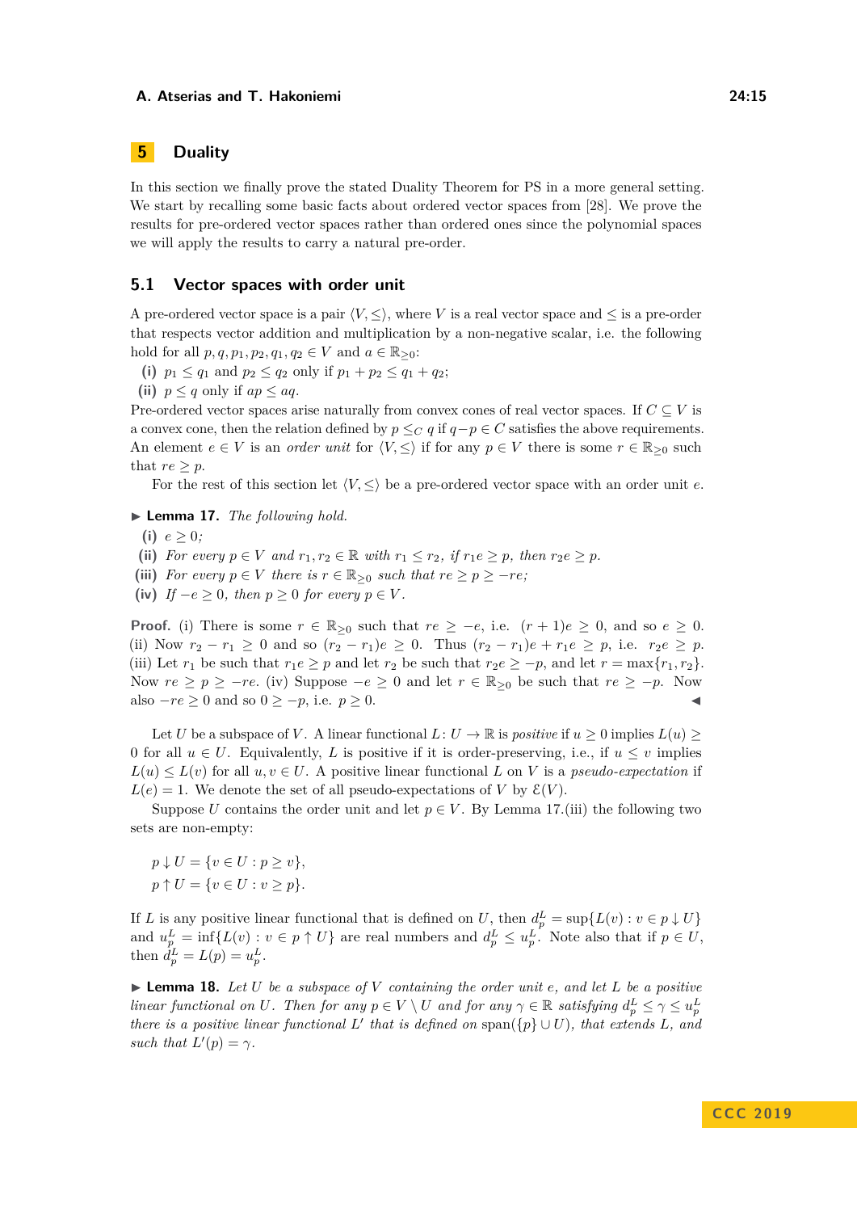# 5 Duality

In this section we finally prove the stated Duality Theorem for PS in a more general setting. We start by recalling some basic facts about ordered vector spaces from [28]. We prove the results for pre-ordered vector spaces rather than ordered ones since the polynomial spaces we will apply the results to carry a natural pre-order.

## 5.1 Vector spaces with order unit

A pre-ordered vector space is a pair $\langle V, \leq \rangle$, where $V$ is a real vector space and $\leq$ is a pre-order that respects vector addition and multiplication by a non-negative scalar, i.e. the following hold for all $p, q, p_1, p_2, q_1, q_2 \in V$ and $a \in \mathbb{R}_{\geq 0}$:

**(i)** $p_1 \leq q_1$ and $p_2 \leq q_2$ only if $p_1 + p_2 \leq q_1 + q_2$;

**(ii)** $p \leq q$ only if $ap \leq aq$.

Pre-ordered vector spaces arise naturally from convex cones of real vector spaces. If $C \subseteq V$ is a convex cone, then the relation defined by $p \leq_C q$ if $q - p \in C$ satisfies the above requirements. An element $e \in V$ is an *order unit* for $\langle V, \leq \rangle$ if for any $p \in V$ there is some $r \in \mathbb{R}_{\geq 0}$ such that $re \geq p$.

For the rest of this section let $\langle V, \leq \rangle$ be a pre-ordered vector space with an order unit $e$.

▶ **Lemma 17.** *The following hold.*

**(i)** $e \geq 0$;

**(ii)** *For every* $p \in V$ *and* $r_1, r_2 \in \mathbb{R}$ *with* $r_1 \leq r_2$*, if* $r_1 e \geq p$*, then* $r_2 e \geq p$*.*

**(iii)** *For every* $p \in V$ *there is* $r \in \mathbb{R}_{\geq 0}$ *such that* $re \geq p \geq -re$*;*

**(iv)** *If* $-e \geq 0$*, then* $p \geq 0$ *for every* $p \in V$*.*

**Proof.** (i) There is some $r \in \mathbb{R}_{\geq 0}$ such that $re \geq -e$, i.e. $(r + 1)e \geq 0$, and so $e \geq 0$. (ii) Now $r_2 - r_1 \geq 0$ and so $(r_2 - r_1)e \geq 0$. Thus $(r_2 - r_1)e + r_1 e \geq p$, i.e. $r_2 e \geq p$. (iii) Let $r_1$ be such that $r_1 e \geq p$ and let $r_2$ be such that $r_2 e \geq -p$, and let $r = \max\{r_1, r_2\}$. Now $re \geq p \geq -re$. (iv) Suppose $-e \geq 0$ and let $r \in \mathbb{R}_{\geq 0}$ be such that $re \geq -p$. Now also $-re \geq 0$ and so $0 \geq -p$, i.e. $p \geq 0$. ◀

Let $U$ be a subspace of $V$. A linear functional $L\colon U \to \mathbb{R}$ is *positive* if $u \geq 0$ implies $L(u) \geq 0$ for all $u \in U$. Equivalently, $L$ is positive if it is order-preserving, i.e., if $u \leq v$ implies $L(u) \leq L(v)$ for all $u, v \in U$. A positive linear functional $L$ on $V$ is a *pseudo-expectation* if $L(e) = 1$. We denote the set of all pseudo-expectations of $V$ by $\mathcal{E}(V)$.

Suppose $U$ contains the order unit and let $p \in V$. By Lemma 17.(iii) the following two sets are non-empty:

$$p \downarrow U = \{v \in U : p \geq v\},$$
$$p \uparrow U = \{v \in U : v \geq p\}.$$

If $L$ is any positive linear functional that is defined on $U$, then $d_p^L = \sup\{L(v) : v \in p \downarrow U\}$ and $u_p^L = \inf\{L(v) : v \in p \uparrow U\}$ are real numbers and $d_p^L \leq u_p^L$. Note also that if $p \in U$, then $d_p^L = L(p) = u_p^L$.

▶ **Lemma 18.** *Let* $U$ *be a subspace of* $V$ *containing the order unit* $e$*, and let* $L$ *be a positive linear functional on* $U$*. Then for any* $p \in V \setminus U$ *and for any* $\gamma \in \mathbb{R}$ *satisfying* $d_p^L \leq \gamma \leq u_p^L$ *there is a positive linear functional* $L'$ *that is defined on* $\mathrm{span}(\{p\} \cup U)$*, that extends* $L$*, and such that* $L'(p) = \gamma$*.*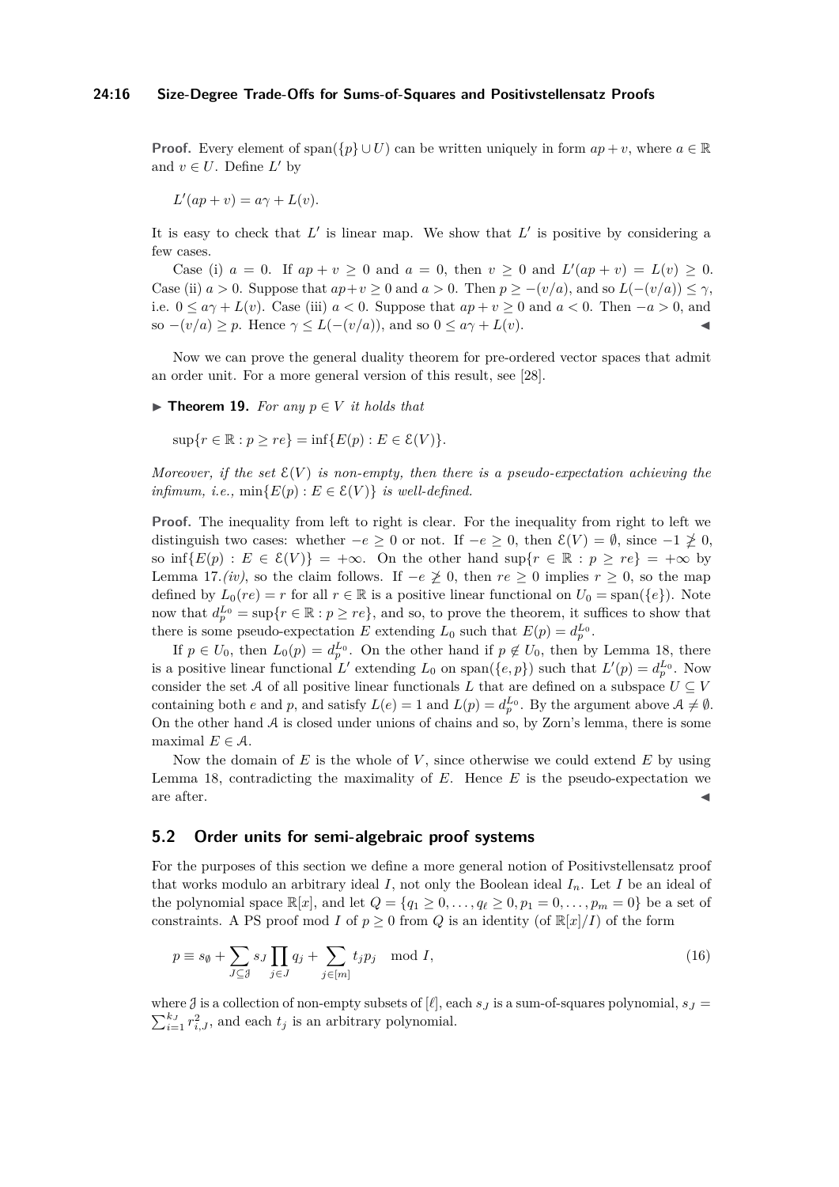**Proof.** Every element of $\text{span}(\{p\} \cup U)$ can be written uniquely in form $ap + v$, where $a \in \mathbb{R}$ and $v \in U$. Define $L'$ by

$$L'(ap + v) = a\gamma + L(v).$$

It is easy to check that $L'$ is linear map. We show that $L'$ is positive by considering a few cases.

Case (i) $a = 0$. If $ap + v \geq 0$ and $a = 0$, then $v \geq 0$ and $L'(ap + v) = L(v) \geq 0$. Case (ii) $a > 0$. Suppose that $ap+v \geq 0$ and $a > 0$. Then $p \geq -(v/a)$, and so $L(-(v/a)) \leq \gamma$, i.e. $0 \leq a\gamma + L(v)$. Case (iii) $a < 0$. Suppose that $ap + v \geq 0$ and $a < 0$. Then $-a > 0$, and so $-(v/a) \geq p$. Hence $\gamma \leq L(-(v/a))$, and so $0 \leq a\gamma + L(v)$. ◀

Now we can prove the general duality theorem for pre-ordered vector spaces that admit an order unit. For a more general version of this result, see [28].

► **Theorem 19.** *For any $p \in V$ it holds that*

$$\sup\{r \in \mathbb{R} : p \geq re\} = \inf\{E(p) : E \in \mathcal{E}(V)\}.$$

*Moreover, if the set $\mathcal{E}(V)$ is non-empty, then there is a pseudo-expectation achieving the infimum, i.e.,* $\min\{E(p) : E \in \mathcal{E}(V)\}$ *is well-defined.*

**Proof.** The inequality from left to right is clear. For the inequality from right to left we distinguish two cases: whether $-e \geq 0$ or not. If $-e \geq 0$, then $\mathcal{E}(V) = \emptyset$, since $-1 \ngeq 0$, so $\inf\{E(p) : E \in \mathcal{E}(V)\} = +\infty$. On the other hand $\sup\{r \in \mathbb{R} : p \geq re\} = +\infty$ by Lemma 17.*(iv)*, so the claim follows. If $-e \ngeq 0$, then $re \geq 0$ implies $r \geq 0$, so the map defined by $L_0(re) = r$ for all $r \in \mathbb{R}$ is a positive linear functional on $U_0 = \text{span}(\{e\})$. Note now that $d_p^{L_0} = \sup\{r \in \mathbb{R} : p \geq re\}$, and so, to prove the theorem, it suffices to show that there is some pseudo-expectation $E$ extending $L_0$ such that $E(p) = d_p^{L_0}$.

If $p \in U_0$, then $L_0(p) = d_p^{L_0}$. On the other hand if $p \notin U_0$, then by Lemma 18, there is a positive linear functional $L'$ extending $L_0$ on $\text{span}(\{e, p\})$ such that $L'(p) = d_p^{L_0}$. Now consider the set $\mathcal{A}$ of all positive linear functionals $L$ that are defined on a subspace $U \subseteq V$ containing both $e$ and $p$, and satisfy $L(e) = 1$ and $L(p) = d_p^{L_0}$. By the argument above $\mathcal{A} \neq \emptyset$. On the other hand $\mathcal{A}$ is closed under unions of chains and so, by Zorn's lemma, there is some maximal $E \in \mathcal{A}$.

Now the domain of $E$ is the whole of $V$, since otherwise we could extend $E$ by using Lemma 18, contradicting the maximality of $E$. Hence $E$ is the pseudo-expectation we are after. ◀

## 5.2 Order units for semi-algebraic proof systems

For the purposes of this section we define a more general notion of Positivstellensatz proof that works modulo an arbitrary ideal $I$, not only the Boolean ideal $I_n$. Let $I$ be an ideal of the polynomial space $\mathbb{R}[x]$, and let $Q = \{q_1 \geq 0, \ldots, q_\ell \geq 0, p_1 = 0, \ldots, p_m = 0\}$ be a set of constraints. A PS proof mod $I$ of $p \geq 0$ from $Q$ is an identity (of $\mathbb{R}[x]/I$) of the form

$$p \equiv s_\emptyset + \sum_{J \subseteq \mathcal{J}} s_J \prod_{j \in J} q_j + \sum_{j \in [m]} t_j p_j \mod I, \tag{16}$$

where $\mathcal{J}$ is a collection of non-empty subsets of $[\ell]$, each $s_J$ is a sum-of-squares polynomial, $s_J = \sum_{i=1}^{k_J} r_{i,J}^2$, and each $t_j$ is an arbitrary polynomial.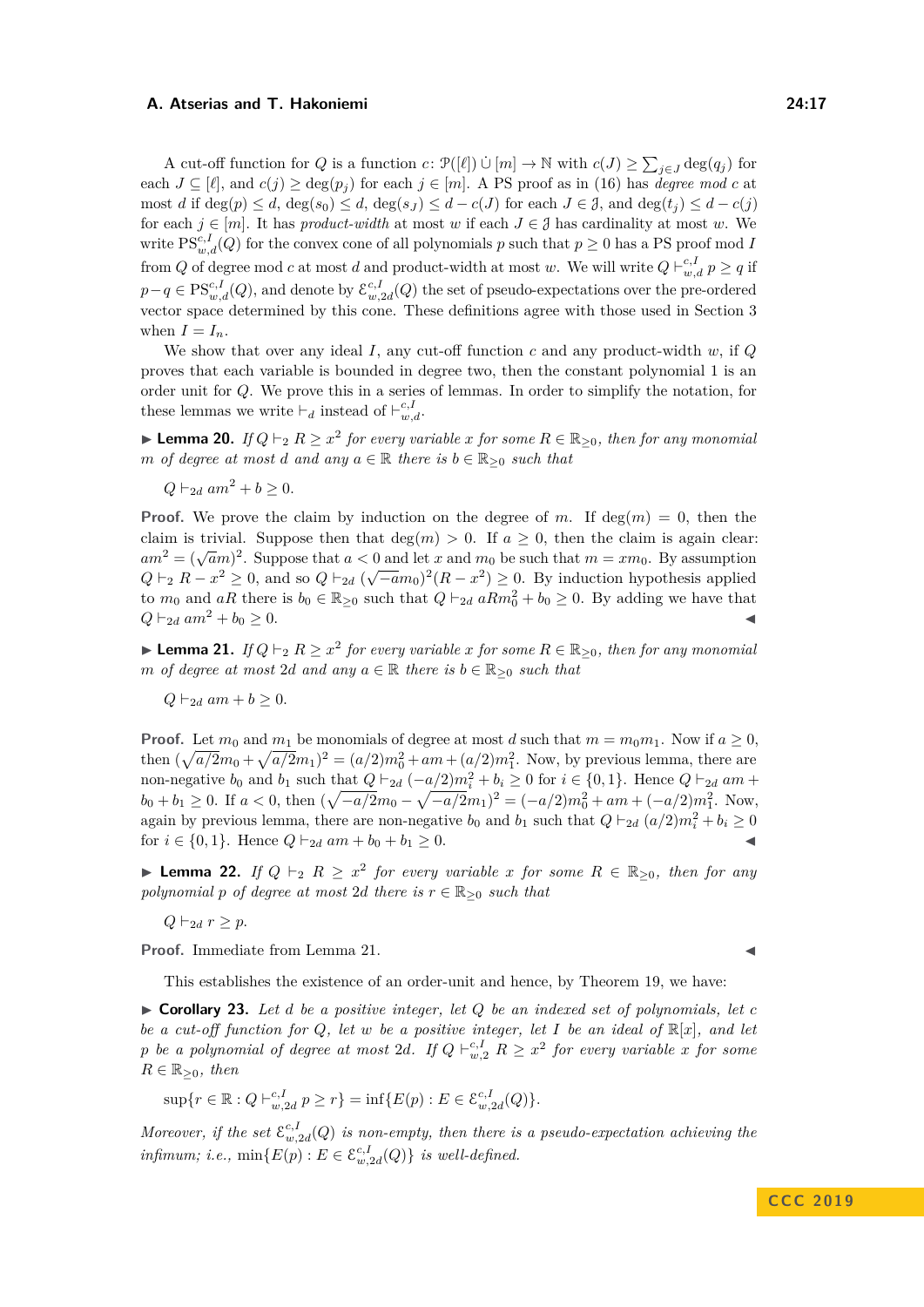A cut-off function for $Q$ is a function $c\colon \mathcal{P}([\ell]) \,\dot\cup\, [m] \to \mathbb{N}$ with $c(J) \geq \sum_{j\in J} \deg(q_j)$ for each $J \subseteq [\ell]$, and $c(j) \geq \deg(p_j)$ for each $j \in [m]$. A PS proof as in (16) has *degree mod $c$* at most $d$ if $\deg(p) \leq d$, $\deg(s_0) \leq d$, $\deg(s_J) \leq d - c(J)$ for each $J \in \mathcal{J}$, and $\deg(t_j) \leq d - c(j)$ for each $j \in [m]$. It has *product-width* at most $w$ if each $J \in \mathcal{J}$ has cardinality at most $w$. We write $\mathrm{PS}^{c,I}_{w,d}(Q)$ for the convex cone of all polynomials $p$ such that $p \geq 0$ has a PS proof mod $I$ from $Q$ of degree mod $c$ at most $d$ and product-width at most $w$. We will write $Q \vdash^{c,I}_{w,d} p \geq q$ if $p - q \in \mathrm{PS}^{c,I}_{w,d}(Q)$, and denote by $\mathcal{E}^{c,I}_{w,2d}(Q)$ the set of pseudo-expectations over the pre-ordered vector space determined by this cone. These definitions agree with those used in Section 3 when $I = I_n$.

We show that over any ideal $I$, any cut-off function $c$ and any product-width $w$, if $Q$ proves that each variable is bounded in degree two, then the constant polynomial 1 is an order unit for $Q$. We prove this in a series of lemmas. In order to simplify the notation, for these lemmas we write $\vdash_d$ instead of $\vdash^{c,I}_{w,d}$.

▶ **Lemma 20.** *If $Q \vdash_2 R \geq x^2$ for every variable $x$ for some $R \in \mathbb{R}_{\geq 0}$, then for any monomial $m$ of degree at most $d$ and any $a \in \mathbb{R}$ there is $b \in \mathbb{R}_{\geq 0}$ such that*

$$Q \vdash_{2d} am^2 + b \geq 0.$$

**Proof.** We prove the claim by induction on the degree of $m$. If $\deg(m) = 0$, then the claim is trivial. Suppose then that $\deg(m) > 0$. If $a \geq 0$, then the claim is again clear: $am^2 = (\sqrt{a}m)^2$. Suppose that $a < 0$ and let $x$ and $m_0$ be such that $m = xm_0$. By assumption $Q \vdash_2 R - x^2 \geq 0$, and so $Q \vdash_{2d} (\sqrt{-a}m_0)^2(R - x^2) \geq 0$. By induction hypothesis applied to $m_0$ and $aR$ there is $b_0 \in \mathbb{R}_{\geq 0}$ such that $Q \vdash_{2d} aRm_0^2 + b_0 \geq 0$. By adding we have that $Q \vdash_{2d} am^2 + b_0 \geq 0$. ◀

▶ **Lemma 21.** *If $Q \vdash_2 R \geq x^2$ for every variable $x$ for some $R \in \mathbb{R}_{\geq 0}$, then for any monomial $m$ of degree at most $2d$ and any $a \in \mathbb{R}$ there is $b \in \mathbb{R}_{\geq 0}$ such that*

$$Q \vdash_{2d} am + b \geq 0.$$

**Proof.** Let $m_0$ and $m_1$ be monomials of degree at most $d$ such that $m = m_0m_1$. Now if $a \geq 0$, then $(\sqrt{a/2}m_0 + \sqrt{a/2}m_1)^2 = (a/2)m_0^2 + am + (a/2)m_1^2$. Now, by previous lemma, there are non-negative $b_0$ and $b_1$ such that $Q \vdash_{2d} (-a/2)m_i^2 + b_i \geq 0$ for $i \in \{0,1\}$. Hence $Q \vdash_{2d} am + b_0 + b_1 \geq 0$. If $a < 0$, then $(\sqrt{-a/2}m_0 - \sqrt{-a/2}m_1)^2 = (-a/2)m_0^2 + am + (-a/2)m_1^2$. Now, again by previous lemma, there are non-negative $b_0$ and $b_1$ such that $Q \vdash_{2d} (a/2)m_i^2 + b_i \geq 0$ for $i \in \{0,1\}$. Hence $Q \vdash_{2d} am + b_0 + b_1 \geq 0$. ◀

▶ **Lemma 22.** *If $Q \vdash_2 R \geq x^2$ for every variable $x$ for some $R \in \mathbb{R}_{\geq 0}$, then for any polynomial $p$ of degree at most $2d$ there is $r \in \mathbb{R}_{\geq 0}$ such that*

$$Q \vdash_{2d} r \geq p.$$

**Proof.** Immediate from Lemma 21. ◀

This establishes the existence of an order-unit and hence, by Theorem 19, we have:

▶ **Corollary 23.** *Let $d$ be a positive integer, let $Q$ be an indexed set of polynomials, let $c$ be a cut-off function for $Q$, let $w$ be a positive integer, let $I$ be an ideal of $\mathbb{R}[x]$, and let $p$ be a polynomial of degree at most $2d$. If $Q \vdash^{c,I}_{w,2} R \geq x^2$ for every variable $x$ for some $R \in \mathbb{R}_{\geq 0}$, then*

$$\sup\{r \in \mathbb{R} : Q \vdash^{c,I}_{w,2d} p \geq r\} = \inf\{E(p) : E \in \mathcal{E}^{c,I}_{w,2d}(Q)\}.$$

*Moreover, if the set $\mathcal{E}^{c,I}_{w,2d}(Q)$ is non-empty, then there is a pseudo-expectation achieving the infimum; i.e., $\min\{E(p) : E \in \mathcal{E}^{c,I}_{w,2d}(Q)\}$ is well-defined.*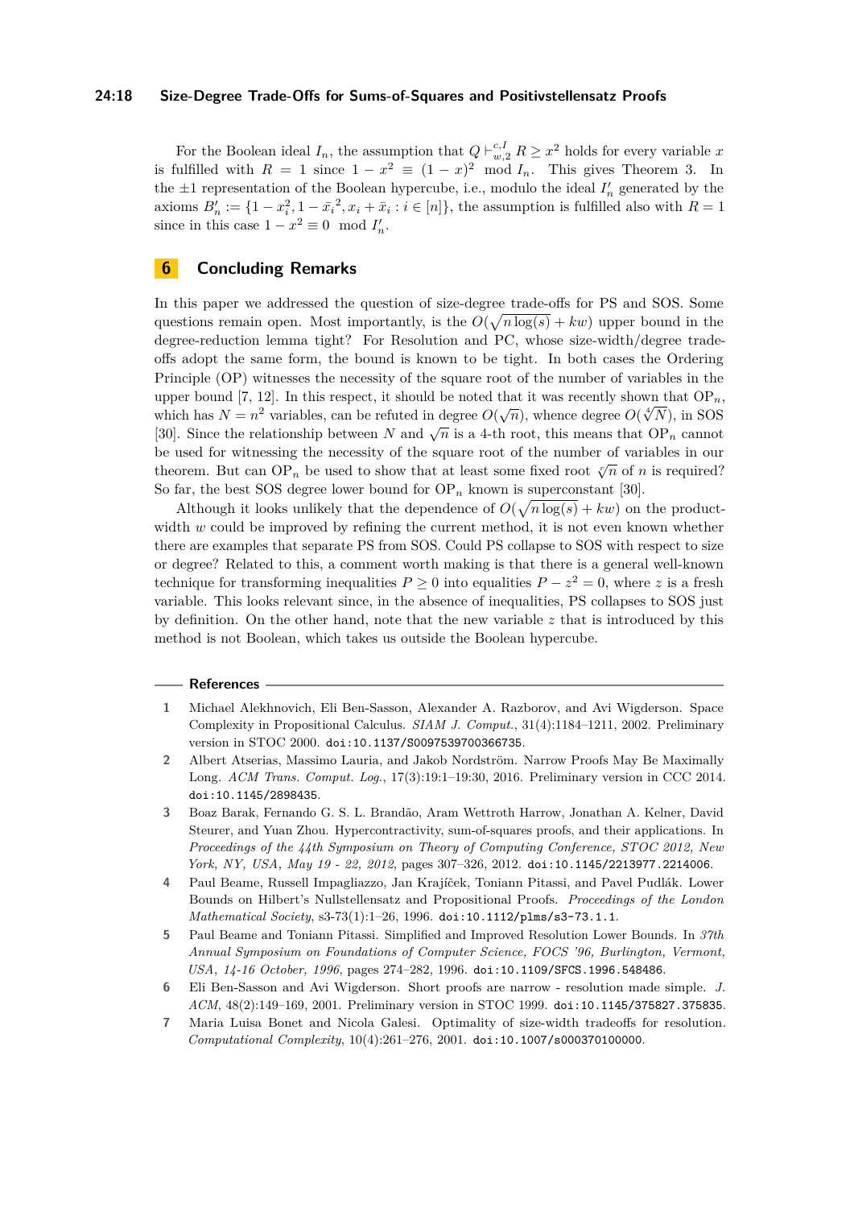For the Boolean ideal $I_n$, the assumption that $Q \vdash^{c,I}_{w,2} R \geq x^2$ holds for every variable $x$ is fulfilled with $R = 1$ since $1 - x^2 \equiv (1-x)^2 \mod I_n$. This gives Theorem 3. In the $\pm 1$ representation of the Boolean hypercube, i.e., modulo the ideal $I'_n$ generated by the axioms $B'_n := \{1 - x_i^2, 1 - \bar{x}_i{}^2, x_i + \bar{x}_i : i \in [n]\}$, the assumption is fulfilled also with $R = 1$ since in this case $1 - x^2 \equiv 0 \mod I'_n$.

## 6 Concluding Remarks

In this paper we addressed the question of size-degree trade-offs for PS and SOS. Some questions remain open. Most importantly, is the $O(\sqrt{n \log(s)} + kw)$ upper bound in the degree-reduction lemma tight? For Resolution and PC, whose size-width/degree trade-offs adopt the same form, the bound is known to be tight. In both cases the Ordering Principle (OP) witnesses the necessity of the square root of the number of variables in the upper bound [7, 12]. In this respect, it should be noted that it was recently shown that $\mathrm{OP}_n$, which has $N = n^2$ variables, can be refuted in degree $O(\sqrt{n})$, whence degree $O(\sqrt[4]{N})$, in SOS [30]. Since the relationship between $N$ and $\sqrt{n}$ is a 4-th root, this means that $\mathrm{OP}_n$ cannot be used for witnessing the necessity of the square root of the number of variables in our theorem. But can $\mathrm{OP}_n$ be used to show that at least some fixed root $\sqrt[c]{n}$ of $n$ is required? So far, the best SOS degree lower bound for $\mathrm{OP}_n$ known is superconstant [30].

Although it looks unlikely that the dependence of $O(\sqrt{n \log(s)} + kw)$ on the product-width $w$ could be improved by refining the current method, it is not even known whether there are examples that separate PS from SOS. Could PS collapse to SOS with respect to size or degree? Related to this, a comment worth making is that there is a general well-known technique for transforming inequalities $P \geq 0$ into equalities $P - z^2 = 0$, where $z$ is a fresh variable. This looks relevant since, in the absence of inequalities, PS collapses to SOS just by definition. On the other hand, note that the new variable $z$ that is introduced by this method is not Boolean, which takes us outside the Boolean hypercube.

### References

1. Michael Alekhnovich, Eli Ben-Sasson, Alexander A. Razborov, and Avi Wigderson. Space Complexity in Propositional Calculus. *SIAM J. Comput.*, 31(4):1184–1211, 2002. Preliminary version in STOC 2000. doi:10.1137/S0097539700366735.
2. Albert Atserias, Massimo Lauria, and Jakob Nordström. Narrow Proofs May Be Maximally Long. *ACM Trans. Comput. Log.*, 17(3):19:1–19:30, 2016. Preliminary version in CCC 2014. doi:10.1145/2898435.
3. Boaz Barak, Fernando G. S. L. Brandão, Aram Wettroth Harrow, Jonathan A. Kelner, David Steurer, and Yuan Zhou. Hypercontractivity, sum-of-squares proofs, and their applications. In *Proceedings of the 44th Symposium on Theory of Computing Conference, STOC 2012, New York, NY, USA, May 19 - 22, 2012*, pages 307–326, 2012. doi:10.1145/2213977.2214006.
4. Paul Beame, Russell Impagliazzo, Jan Krajíček, Toniann Pitassi, and Pavel Pudlák. Lower Bounds on Hilbert's Nullstellensatz and Propositional Proofs. *Proceedings of the London Mathematical Society*, s3-73(1):1–26, 1996. doi:10.1112/plms/s3-73.1.1.
5. Paul Beame and Toniann Pitassi. Simplified and Improved Resolution Lower Bounds. In *37th Annual Symposium on Foundations of Computer Science, FOCS '96, Burlington, Vermont, USA, 14-16 October, 1996*, pages 274–282, 1996. doi:10.1109/SFCS.1996.548486.
6. Eli Ben-Sasson and Avi Wigderson. Short proofs are narrow - resolution made simple. *J. ACM*, 48(2):149–169, 2001. Preliminary version in STOC 1999. doi:10.1145/375827.375835.
7. Maria Luisa Bonet and Nicola Galesi. Optimality of size-width tradeoffs for resolution. *Computational Complexity*, 10(4):261–276, 2001. doi:10.1007/s000370100000.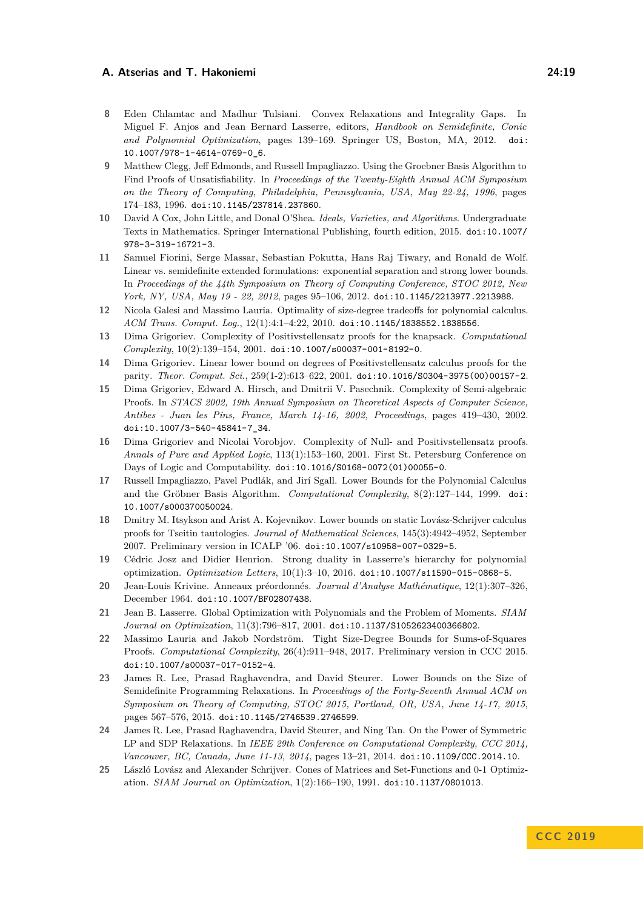8. Eden Chlamtac and Madhur Tulsiani. Convex Relaxations and Integrality Gaps. In Miguel F. Anjos and Jean Bernard Lasserre, editors, *Handbook on Semidefinite, Conic and Polynomial Optimization*, pages 139–169. Springer US, Boston, MA, 2012. doi:10.1007/978-1-4614-0769-0_6.
9. Matthew Clegg, Jeff Edmonds, and Russell Impagliazzo. Using the Groebner Basis Algorithm to Find Proofs of Unsatisfiability. In *Proceedings of the Twenty-Eighth Annual ACM Symposium on the Theory of Computing, Philadelphia, Pennsylvania, USA, May 22-24, 1996*, pages 174–183, 1996. doi:10.1145/237814.237860.
10. David A Cox, John Little, and Donal O'Shea. *Ideals, Varieties, and Algorithms*. Undergraduate Texts in Mathematics. Springer International Publishing, fourth edition, 2015. doi:10.1007/978-3-319-16721-3.
11. Samuel Fiorini, Serge Massar, Sebastian Pokutta, Hans Raj Tiwary, and Ronald de Wolf. Linear vs. semidefinite extended formulations: exponential separation and strong lower bounds. In *Proceedings of the 44th Symposium on Theory of Computing Conference, STOC 2012, New York, NY, USA, May 19 - 22, 2012*, pages 95–106, 2012. doi:10.1145/2213977.2213988.
12. Nicola Galesi and Massimo Lauria. Optimality of size-degree tradeoffs for polynomial calculus. *ACM Trans. Comput. Log.*, 12(1):4:1–4:22, 2010. doi:10.1145/1838552.1838556.
13. Dima Grigoriev. Complexity of Positivstellensatz proofs for the knapsack. *Computational Complexity*, 10(2):139–154, 2001. doi:10.1007/s00037-001-8192-0.
14. Dima Grigoriev. Linear lower bound on degrees of Positivstellensatz calculus proofs for the parity. *Theor. Comput. Sci.*, 259(1-2):613–622, 2001. doi:10.1016/S0304-3975(00)00157-2.
15. Dima Grigoriev, Edward A. Hirsch, and Dmitrii V. Pasechnik. Complexity of Semi-algebraic Proofs. In *STACS 2002, 19th Annual Symposium on Theoretical Aspects of Computer Science, Antibes - Juan les Pins, France, March 14-16, 2002, Proceedings*, pages 419–430, 2002. doi:10.1007/3-540-45841-7_34.
16. Dima Grigoriev and Nicolai Vorobjov. Complexity of Null- and Positivstellensatz proofs. *Annals of Pure and Applied Logic*, 113(1):153–160, 2001. First St. Petersburg Conference on Days of Logic and Computability. doi:10.1016/S0168-0072(01)00055-0.
17. Russell Impagliazzo, Pavel Pudlák, and Jirí Sgall. Lower Bounds for the Polynomial Calculus and the Gröbner Basis Algorithm. *Computational Complexity*, 8(2):127–144, 1999. doi:10.1007/s000370050024.
18. Dmitry M. Itsykson and Arist A. Kojevnikov. Lower bounds on static Lovász-Schrijver calculus proofs for Tseitin tautologies. *Journal of Mathematical Sciences*, 145(3):4942–4952, September 2007. Preliminary version in ICALP '06. doi:10.1007/s10958-007-0329-5.
19. Cédric Josz and Didier Henrion. Strong duality in Lasserre's hierarchy for polynomial optimization. *Optimization Letters*, 10(1):3–10, 2016. doi:10.1007/s11590-015-0868-5.
20. Jean-Louis Krivine. Anneaux préordonnés. *Journal d'Analyse Mathématique*, 12(1):307–326, December 1964. doi:10.1007/BF02807438.
21. Jean B. Lasserre. Global Optimization with Polynomials and the Problem of Moments. *SIAM Journal on Optimization*, 11(3):796–817, 2001. doi:10.1137/S1052623400366802.
22. Massimo Lauria and Jakob Nordström. Tight Size-Degree Bounds for Sums-of-Squares Proofs. *Computational Complexity*, 26(4):911–948, 2017. Preliminary version in CCC 2015. doi:10.1007/s00037-017-0152-4.
23. James R. Lee, Prasad Raghavendra, and David Steurer. Lower Bounds on the Size of Semidefinite Programming Relaxations. In *Proceedings of the Forty-Seventh Annual ACM on Symposium on Theory of Computing, STOC 2015, Portland, OR, USA, June 14-17, 2015*, pages 567–576, 2015. doi:10.1145/2746539.2746599.
24. James R. Lee, Prasad Raghavendra, David Steurer, and Ning Tan. On the Power of Symmetric LP and SDP Relaxations. In *IEEE 29th Conference on Computational Complexity, CCC 2014, Vancouver, BC, Canada, June 11-13, 2014*, pages 13–21, 2014. doi:10.1109/CCC.2014.10.
25. László Lovász and Alexander Schrijver. Cones of Matrices and Set-Functions and 0-1 Optimization. *SIAM Journal on Optimization*, 1(2):166–190, 1991. doi:10.1137/0801013.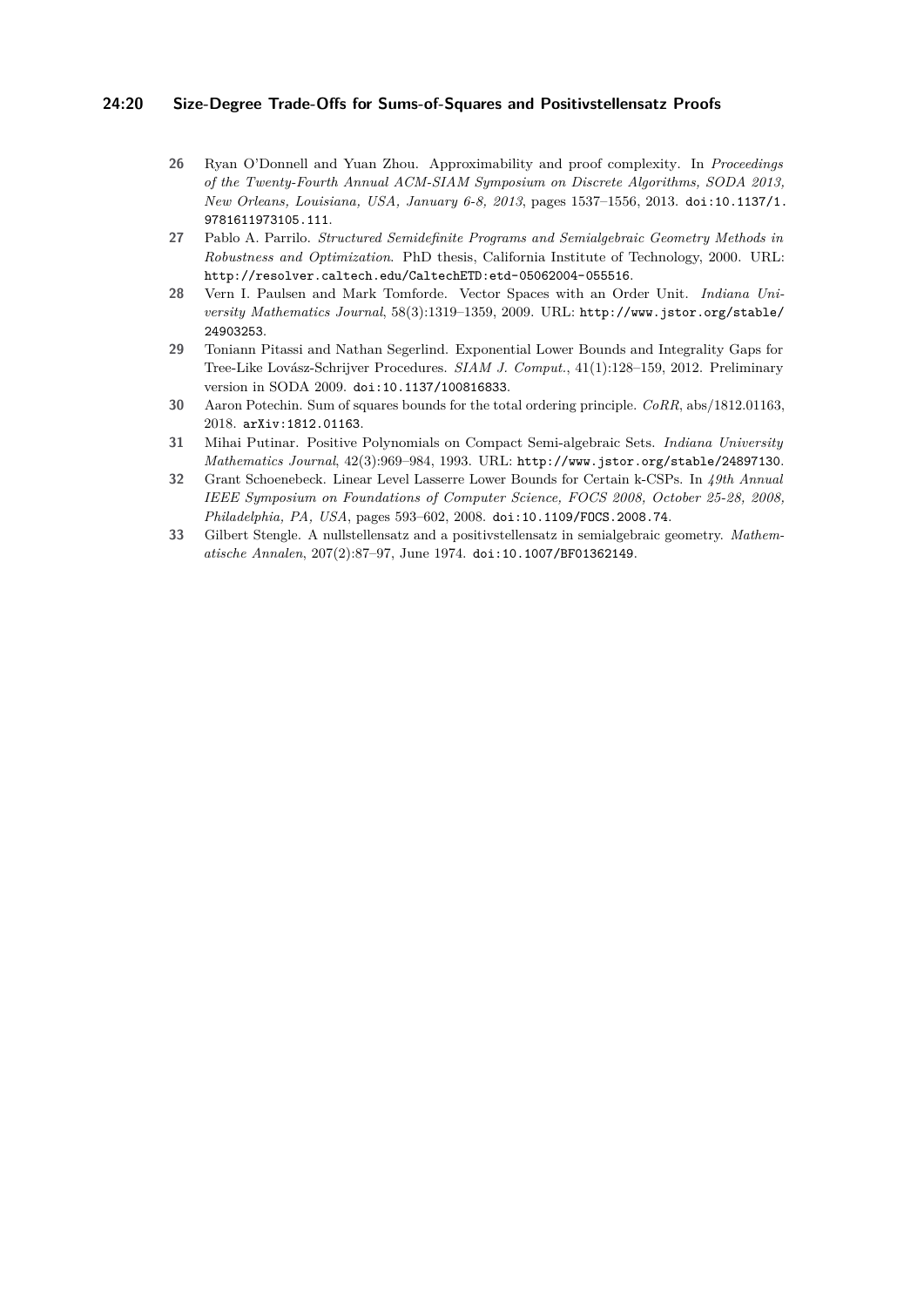26 Ryan O'Donnell and Yuan Zhou. Approximability and proof complexity. In *Proceedings of the Twenty-Fourth Annual ACM-SIAM Symposium on Discrete Algorithms, SODA 2013, New Orleans, Louisiana, USA, January 6-8, 2013*, pages 1537–1556, 2013. doi:10.1137/1.9781611973105.111.

27 Pablo A. Parrilo. *Structured Semidefinite Programs and Semialgebraic Geometry Methods in Robustness and Optimization*. PhD thesis, California Institute of Technology, 2000. URL: http://resolver.caltech.edu/CaltechETD:etd-05062004-055516.

28 Vern I. Paulsen and Mark Tomforde. Vector Spaces with an Order Unit. *Indiana University Mathematics Journal*, 58(3):1319–1359, 2009. URL: http://www.jstor.org/stable/24903253.

29 Toniann Pitassi and Nathan Segerlind. Exponential Lower Bounds and Integrality Gaps for Tree-Like Lovász-Schrijver Procedures. *SIAM J. Comput.*, 41(1):128–159, 2012. Preliminary version in SODA 2009. doi:10.1137/100816833.

30 Aaron Potechin. Sum of squares bounds for the total ordering principle. *CoRR*, abs/1812.01163, 2018. arXiv:1812.01163.

31 Mihai Putinar. Positive Polynomials on Compact Semi-algebraic Sets. *Indiana University Mathematics Journal*, 42(3):969–984, 1993. URL: http://www.jstor.org/stable/24897130.

32 Grant Schoenebeck. Linear Level Lasserre Lower Bounds for Certain k-CSPs. In *49th Annual IEEE Symposium on Foundations of Computer Science, FOCS 2008, October 25-28, 2008, Philadelphia, PA, USA*, pages 593–602, 2008. doi:10.1109/FOCS.2008.74.

33 Gilbert Stengle. A nullstellensatz and a positivstellensatz in semialgebraic geometry. *Mathematische Annalen*, 207(2):87–97, June 1974. doi:10.1007/BF01362149.